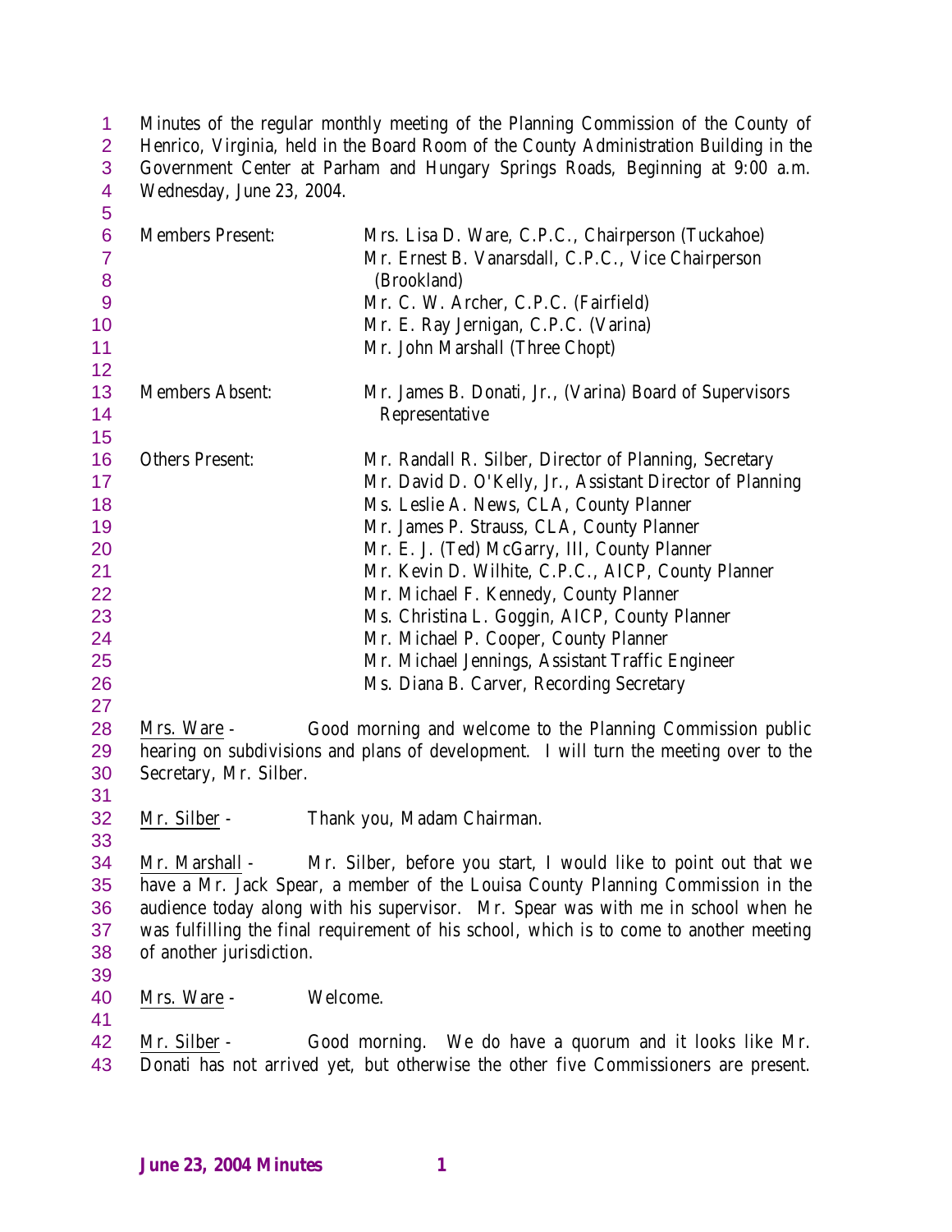Minutes of the regular monthly meeting of the Planning Commission of the County of Henrico, Virginia, held in the Board Room of the County Administration Building in the Government Center at Parham and Hungary Springs Roads, Beginning at 9:00 a.m. Wednesday, June 23, 2004.

| | |
|---|---|
| Members Present: | Mrs. Lisa D. Ware, C.P.C., Chairperson (Tuckahoe) |
| | Mr. Ernest B. Vanarsdall, C.P.C., Vice Chairperson (Brookland) |
| | Mr. C. W. Archer, C.P.C. (Fairfield) |
| | Mr. E. Ray Jernigan, C.P.C. (Varina) |
| | Mr. John Marshall (Three Chopt) |
| Members Absent: | Mr. James B. Donati, Jr., (Varina) Board of Supervisors Representative |
| Others Present: | Mr. Randall R. Silber, Director of Planning, Secretary |
| | Mr. David D. O'Kelly, Jr., Assistant Director of Planning |
| | Ms. Leslie A. News, CLA, County Planner |
| | Mr. James P. Strauss, CLA, County Planner |
| | Mr. E. J. (Ted) McGarry, III, County Planner |
| | Mr. Kevin D. Wilhite, C.P.C., AICP, County Planner |
| | Mr. Michael F. Kennedy, County Planner |
| | Ms. Christina L. Goggin, AICP, County Planner |
| | Mr. Michael P. Cooper, County Planner |
| | Mr. Michael Jennings, Assistant Traffic Engineer |
| | Ms. Diana B. Carver, Recording Secretary |

Mrs. Ware - Good morning and welcome to the Planning Commission public hearing on subdivisions and plans of development. I will turn the meeting over to the Secretary, Mr. Silber.

Mr. Silber - Thank you, Madam Chairman.

Mr. Marshall - Mr. Silber, before you start, I would like to point out that we have a Mr. Jack Spear, a member of the Louisa County Planning Commission in the audience today along with his supervisor. Mr. Spear was with me in school when he was fulfilling the final requirement of his school, which is to come to another meeting of another jurisdiction.

Mrs. Ware - Welcome.

Mr. Silber - Good morning. We do have a quorum and it looks like Mr. Donati has not arrived yet, but otherwise the other five Commissioners are present.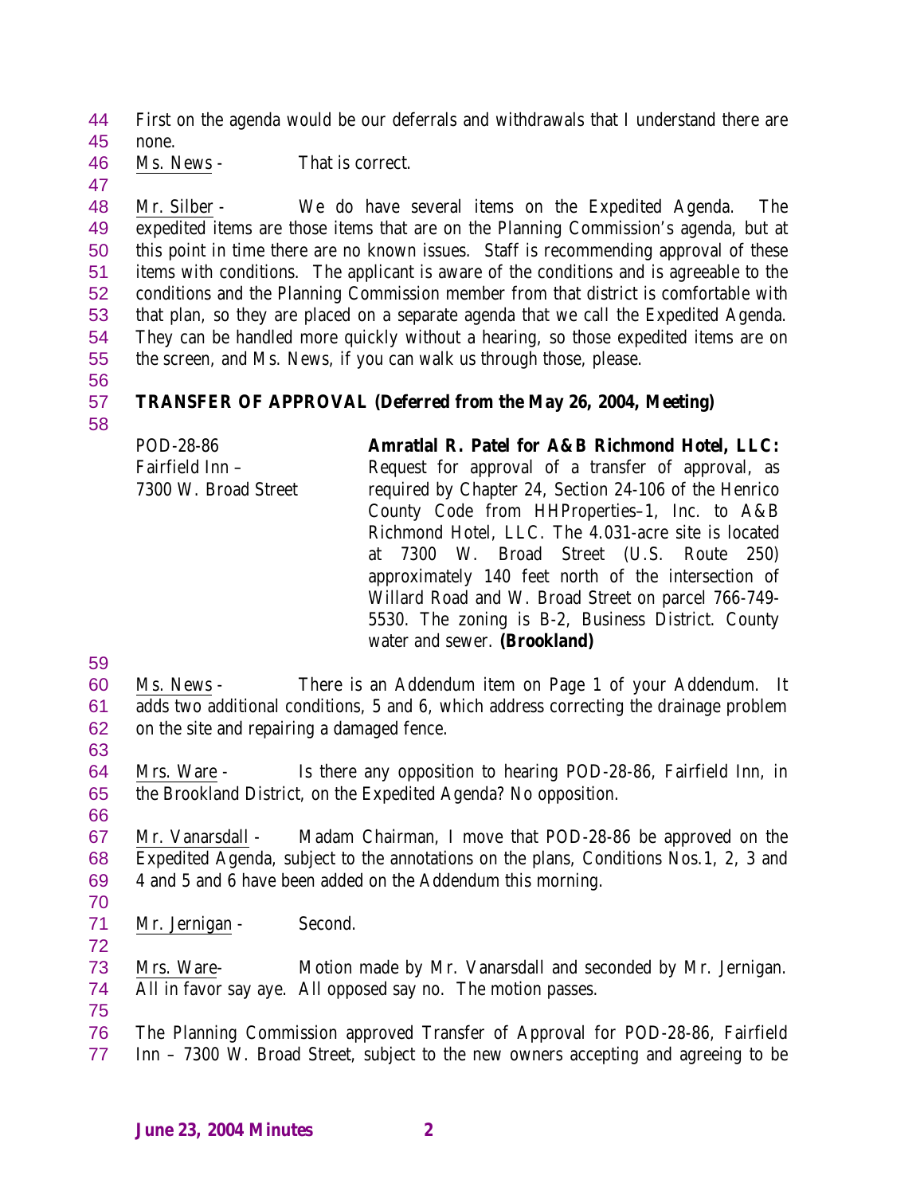First on the agenda would be our deferrals and withdrawals that I understand there are none.

Ms. News - That is correct.

Mr. Silber - We do have several items on the Expedited Agenda. The expedited items are those items that are on the Planning Commission's agenda, but at this point in time there are no known issues. Staff is recommending approval of these items with conditions. The applicant is aware of the conditions and is agreeable to the conditions and the Planning Commission member from that district is comfortable with that plan, so they are placed on a separate agenda that we call the Expedited Agenda. They can be handled more quickly without a hearing, so those expedited items are on the screen, and Ms. News, if you can walk us through those, please.

**TRANSFER OF APPROVAL (Deferred from the May 26, 2004, Meeting)**

| | |
|---|---|
| POD-28-86<br>Fairfield Inn –<br>7300 W. Broad Street | **Amratlal R. Patel for A&B Richmond Hotel, LLC:** Request for approval of a transfer of approval, as required by Chapter 24, Section 24-106 of the Henrico County Code from HHProperties–1, Inc. to A&B Richmond Hotel, LLC. The 4.031-acre site is located at 7300 W. Broad Street (U.S. Route 250) approximately 140 feet north of the intersection of Willard Road and W. Broad Street on parcel 766-749-5530. The zoning is B-2, Business District. County water and sewer. **(Brookland)** |

Ms. News - There is an Addendum item on Page 1 of your Addendum. It adds two additional conditions, 5 and 6, which address correcting the drainage problem on the site and repairing a damaged fence.

Mrs. Ware - Is there any opposition to hearing POD-28-86, Fairfield Inn, in the Brookland District, on the Expedited Agenda? No opposition.

Mr. Vanarsdall - Madam Chairman, I move that POD-28-86 be approved on the Expedited Agenda, subject to the annotations on the plans, Conditions Nos.1, 2, 3 and 4 and 5 and 6 have been added on the Addendum this morning.

Mr. Jernigan - Second.

Mrs. Ware- Motion made by Mr. Vanarsdall and seconded by Mr. Jernigan. All in favor say aye. All opposed say no. The motion passes.

The Planning Commission approved Transfer of Approval for POD-28-86, Fairfield Inn – 7300 W. Broad Street, subject to the new owners accepting and agreeing to be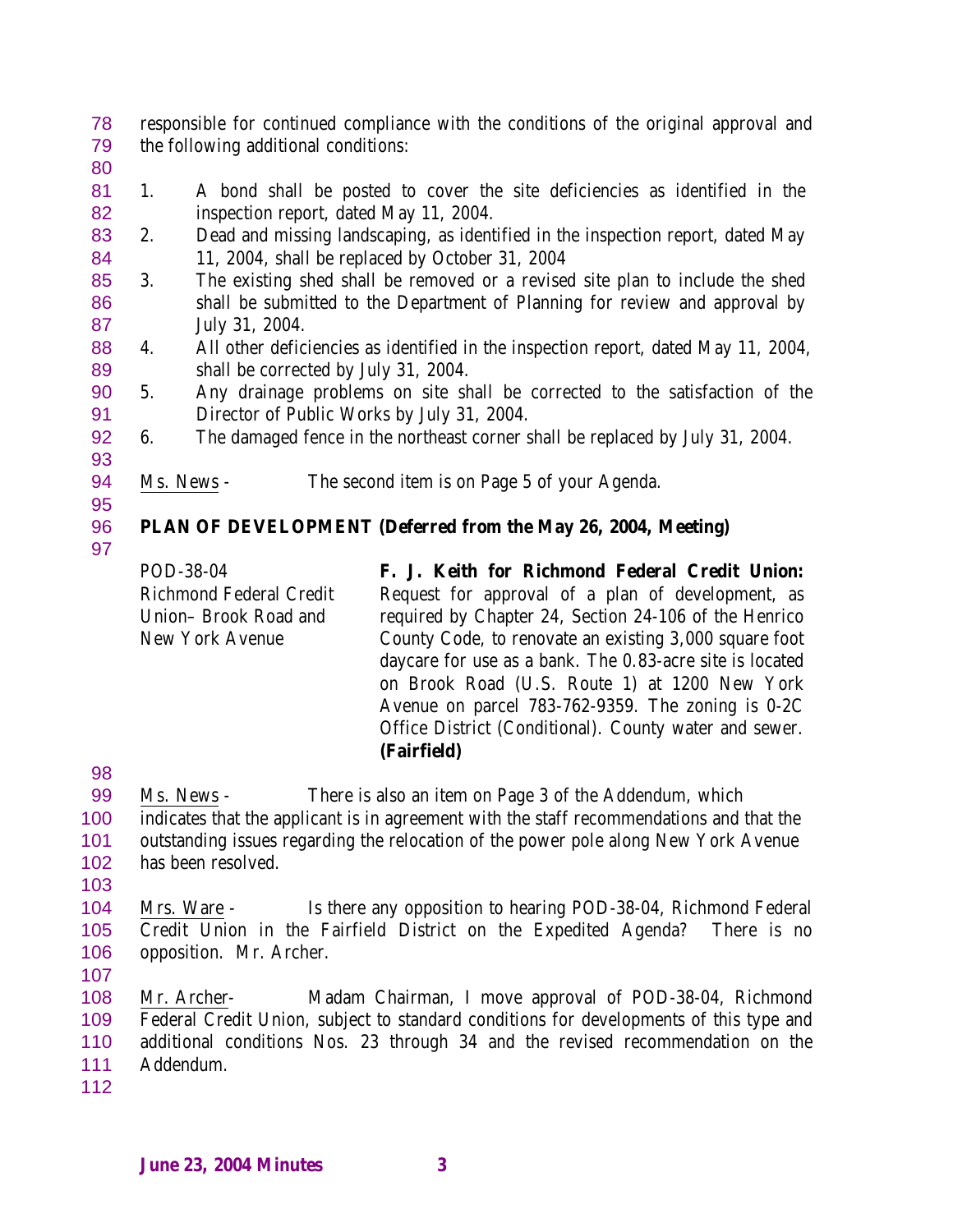responsible for continued compliance with the conditions of the original approval and the following additional conditions:

1. A bond shall be posted to cover the site deficiencies as identified in the inspection report, dated May 11, 2004.
2. Dead and missing landscaping, as identified in the inspection report, dated May 11, 2004, shall be replaced by October 31, 2004
3. The existing shed shall be removed or a revised site plan to include the shed shall be submitted to the Department of Planning for review and approval by July 31, 2004.
4. All other deficiencies as identified in the inspection report, dated May 11, 2004, shall be corrected by July 31, 2004.
5. Any drainage problems on site shall be corrected to the satisfaction of the Director of Public Works by July 31, 2004.
6. The damaged fence in the northeast corner shall be replaced by July 31, 2004.

Ms. News - The second item is on Page 5 of your Agenda.

**PLAN OF DEVELOPMENT (Deferred from the May 26, 2004, Meeting)**

| | |
|---|---|
| POD-38-04<br>Richmond Federal Credit Union– Brook Road and New York Avenue | **F. J. Keith for Richmond Federal Credit Union:** Request for approval of a plan of development, as required by Chapter 24, Section 24-106 of the Henrico County Code, to renovate an existing 3,000 square foot daycare for use as a bank. The 0.83-acre site is located on Brook Road (U.S. Route 1) at 1200 New York Avenue on parcel 783-762-9359. The zoning is 0-2C Office District (Conditional). County water and sewer. **(Fairfield)** |

Ms. News - There is also an item on Page 3 of the Addendum, which indicates that the applicant is in agreement with the staff recommendations and that the outstanding issues regarding the relocation of the power pole along New York Avenue has been resolved.

Mrs. Ware - Is there any opposition to hearing POD-38-04, Richmond Federal Credit Union in the Fairfield District on the Expedited Agenda? There is no opposition. Mr. Archer.

Mr. Archer- Madam Chairman, I move approval of POD-38-04, Richmond Federal Credit Union, subject to standard conditions for developments of this type and additional conditions Nos. 23 through 34 and the revised recommendation on the Addendum.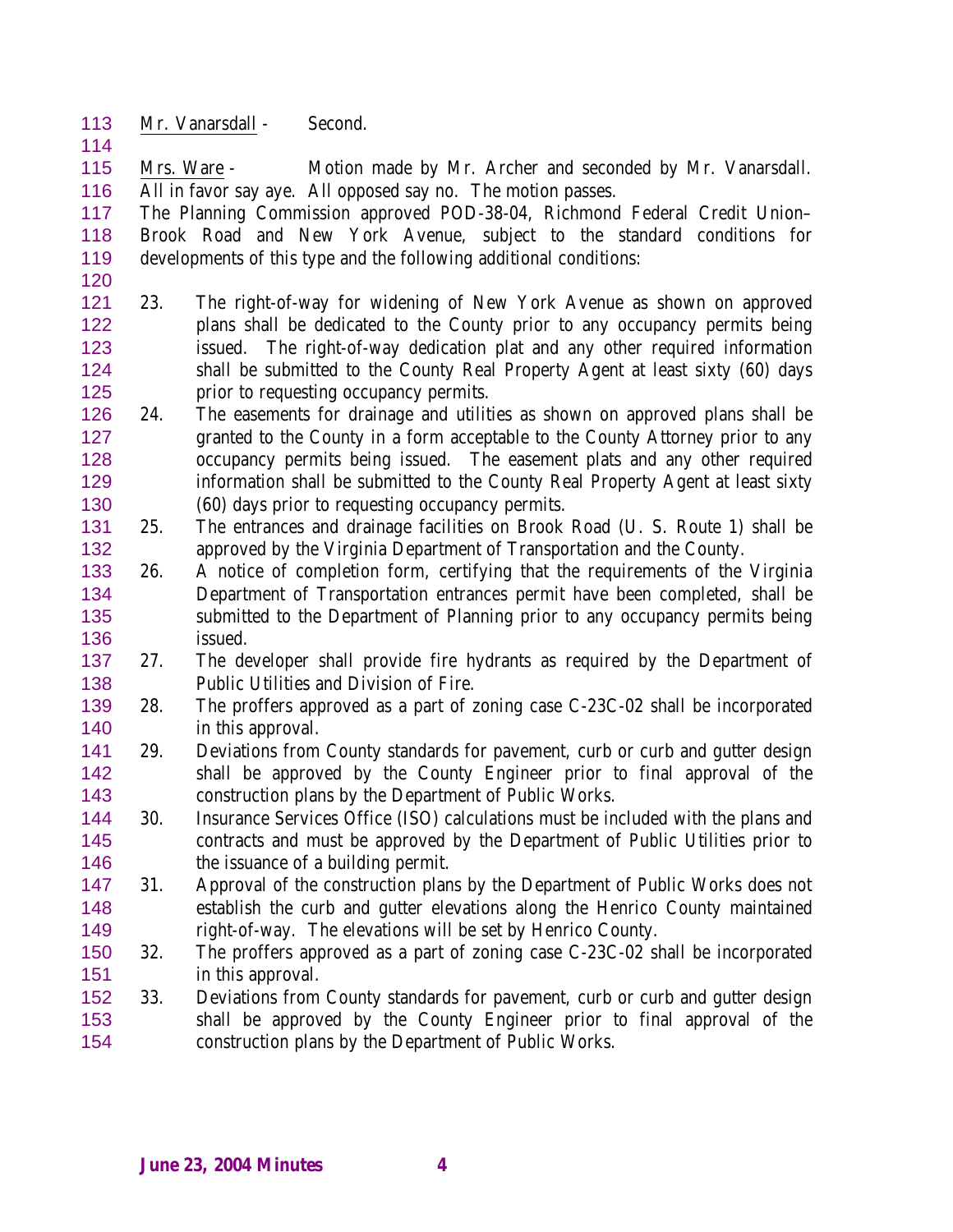Mr. Vanarsdall - Second.

Mrs. Ware - Motion made by Mr. Archer and seconded by Mr. Vanarsdall. All in favor say aye. All opposed say no. The motion passes.

The Planning Commission approved POD-38-04, Richmond Federal Credit Union– Brook Road and New York Avenue, subject to the standard conditions for developments of this type and the following additional conditions:

23. The right-of-way for widening of New York Avenue as shown on approved plans shall be dedicated to the County prior to any occupancy permits being issued. The right-of-way dedication plat and any other required information shall be submitted to the County Real Property Agent at least sixty (60) days prior to requesting occupancy permits.
24. The easements for drainage and utilities as shown on approved plans shall be granted to the County in a form acceptable to the County Attorney prior to any occupancy permits being issued. The easement plats and any other required information shall be submitted to the County Real Property Agent at least sixty (60) days prior to requesting occupancy permits.
25. The entrances and drainage facilities on Brook Road (U. S. Route 1) shall be approved by the Virginia Department of Transportation and the County.
26. A notice of completion form, certifying that the requirements of the Virginia Department of Transportation entrances permit have been completed, shall be submitted to the Department of Planning prior to any occupancy permits being issued.
27. The developer shall provide fire hydrants as required by the Department of Public Utilities and Division of Fire.
28. The proffers approved as a part of zoning case C-23C-02 shall be incorporated in this approval.
29. Deviations from County standards for pavement, curb or curb and gutter design shall be approved by the County Engineer prior to final approval of the construction plans by the Department of Public Works.
30. Insurance Services Office (ISO) calculations must be included with the plans and contracts and must be approved by the Department of Public Utilities prior to the issuance of a building permit.
31. Approval of the construction plans by the Department of Public Works does not establish the curb and gutter elevations along the Henrico County maintained right-of-way. The elevations will be set by Henrico County.
32. The proffers approved as a part of zoning case C-23C-02 shall be incorporated in this approval.
33. Deviations from County standards for pavement, curb or curb and gutter design shall be approved by the County Engineer prior to final approval of the construction plans by the Department of Public Works.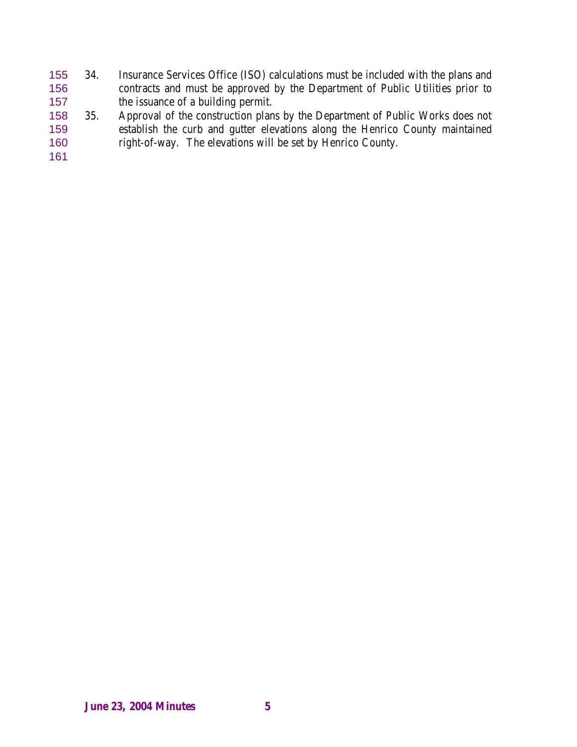34. Insurance Services Office (ISO) calculations must be included with the plans and contracts and must be approved by the Department of Public Utilities prior to the issuance of a building permit.

35. Approval of the construction plans by the Department of Public Works does not establish the curb and gutter elevations along the Henrico County maintained right-of-way. The elevations will be set by Henrico County.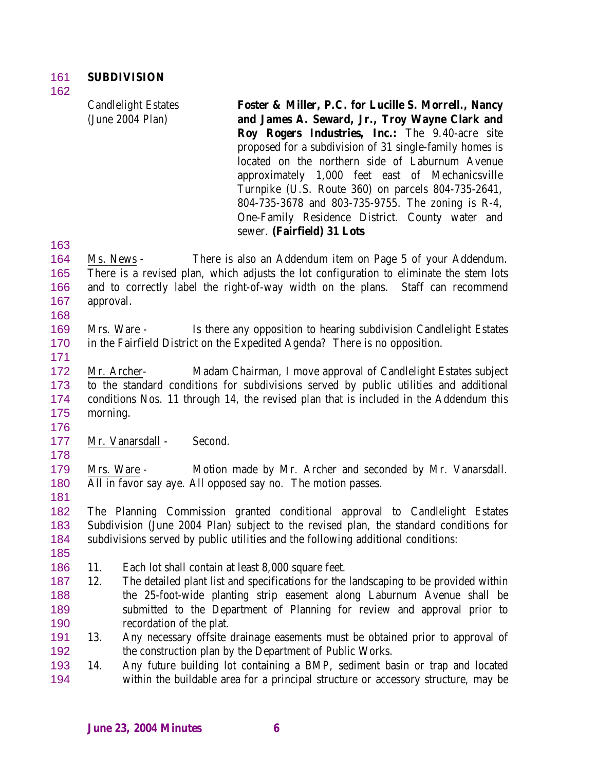**SUBDIVISION**

Candlelight Estates (June 2004 Plan)

**Foster & Miller, P.C. for Lucille S. Morrell., Nancy and James A. Seward, Jr., Troy Wayne Clark and Roy Rogers Industries, Inc.:** The 9.40-acre site proposed for a subdivision of 31 single-family homes is located on the northern side of Laburnum Avenue approximately 1,000 feet east of Mechanicsville Turnpike (U.S. Route 360) on parcels 804-735-2641, 804-735-3678 and 803-735-9755. The zoning is R-4, One-Family Residence District. County water and sewer. **(Fairfield) 31 Lots**

Ms. News - There is also an Addendum item on Page 5 of your Addendum. There is a revised plan, which adjusts the lot configuration to eliminate the stem lots and to correctly label the right-of-way width on the plans. Staff can recommend approval.

Mrs. Ware - Is there any opposition to hearing subdivision Candlelight Estates in the Fairfield District on the Expedited Agenda? There is no opposition.

Mr. Archer- Madam Chairman, I move approval of Candlelight Estates subject to the standard conditions for subdivisions served by public utilities and additional conditions Nos. 11 through 14, the revised plan that is included in the Addendum this morning.

Mr. Vanarsdall - Second.

Mrs. Ware - Motion made by Mr. Archer and seconded by Mr. Vanarsdall. All in favor say aye. All opposed say no. The motion passes.

The Planning Commission granted conditional approval to Candlelight Estates Subdivision (June 2004 Plan) subject to the revised plan, the standard conditions for subdivisions served by public utilities and the following additional conditions:

11. Each lot shall contain at least 8,000 square feet.
12. The detailed plant list and specifications for the landscaping to be provided within the 25-foot-wide planting strip easement along Laburnum Avenue shall be submitted to the Department of Planning for review and approval prior to recordation of the plat.
13. Any necessary offsite drainage easements must be obtained prior to approval of the construction plan by the Department of Public Works.
14. Any future building lot containing a BMP, sediment basin or trap and located within the buildable area for a principal structure or accessory structure, may be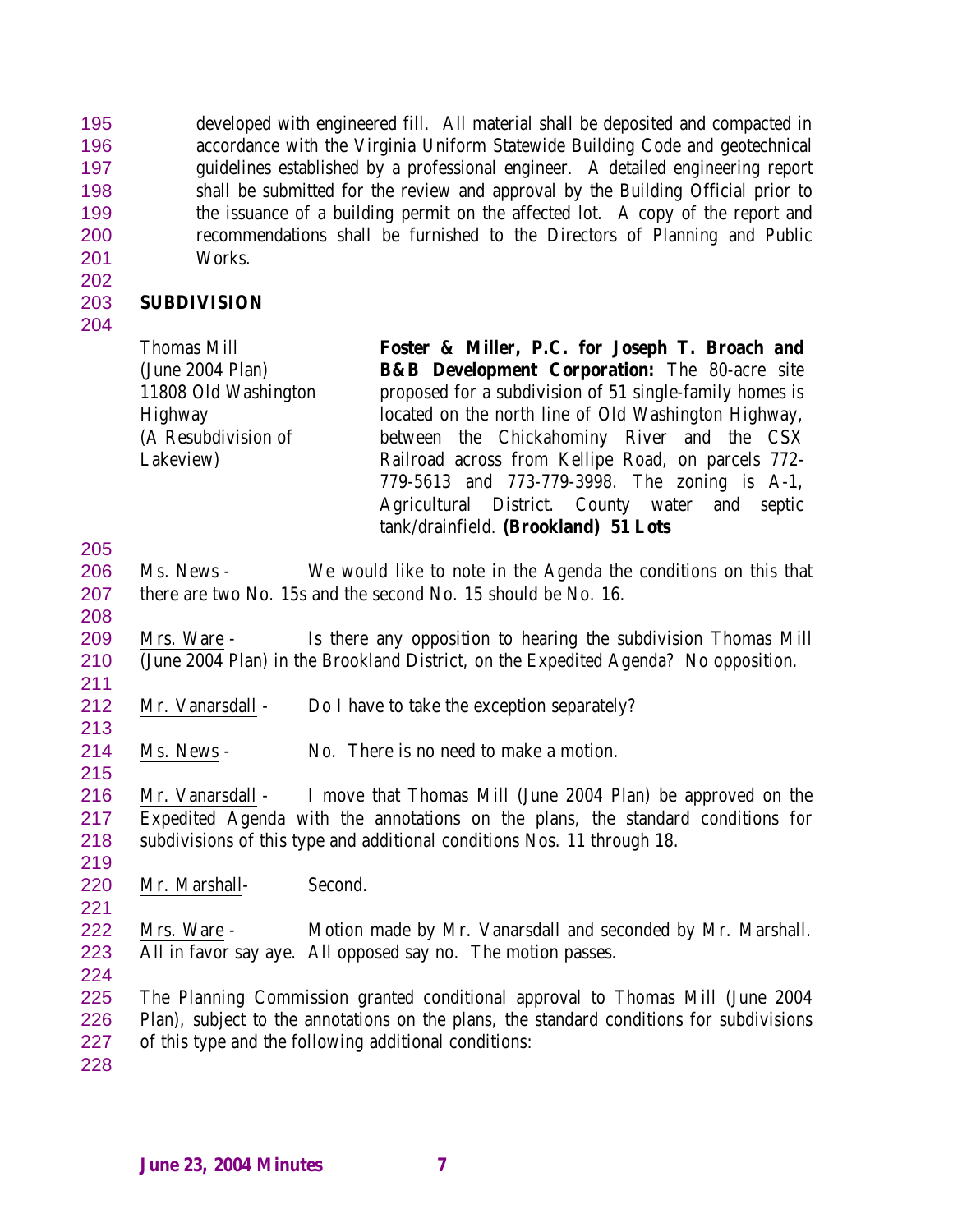developed with engineered fill. All material shall be deposited and compacted in accordance with the Virginia Uniform Statewide Building Code and geotechnical guidelines established by a professional engineer. A detailed engineering report shall be submitted for the review and approval by the Building Official prior to the issuance of a building permit on the affected lot. A copy of the report and recommendations shall be furnished to the Directors of Planning and Public Works.

## SUBDIVISION

| | |
|---|---|
| Thomas Mill (June 2004 Plan) 11808 Old Washington Highway (A Resubdivision of Lakeview) | **Foster & Miller, P.C. for Joseph T. Broach and B&B Development Corporation:** The 80-acre site proposed for a subdivision of 51 single-family homes is located on the north line of Old Washington Highway, between the Chickahominy River and the CSX Railroad across from Kellipe Road, on parcels 772-779-5613 and 773-779-3998. The zoning is A-1, Agricultural District. County water and septic tank/drainfield. **(Brookland) 51 Lots** |

Ms. News - We would like to note in the Agenda the conditions on this that there are two No. 15s and the second No. 15 should be No. 16.

Mrs. Ware - Is there any opposition to hearing the subdivision Thomas Mill (June 2004 Plan) in the Brookland District, on the Expedited Agenda? No opposition.

Mr. Vanarsdall - Do I have to take the exception separately?

Ms. News - No. There is no need to make a motion.

Mr. Vanarsdall - I move that Thomas Mill (June 2004 Plan) be approved on the Expedited Agenda with the annotations on the plans, the standard conditions for subdivisions of this type and additional conditions Nos. 11 through 18.

Mr. Marshall- Second.

Mrs. Ware - Motion made by Mr. Vanarsdall and seconded by Mr. Marshall. All in favor say aye. All opposed say no. The motion passes.

The Planning Commission granted conditional approval to Thomas Mill (June 2004 Plan), subject to the annotations on the plans, the standard conditions for subdivisions of this type and the following additional conditions: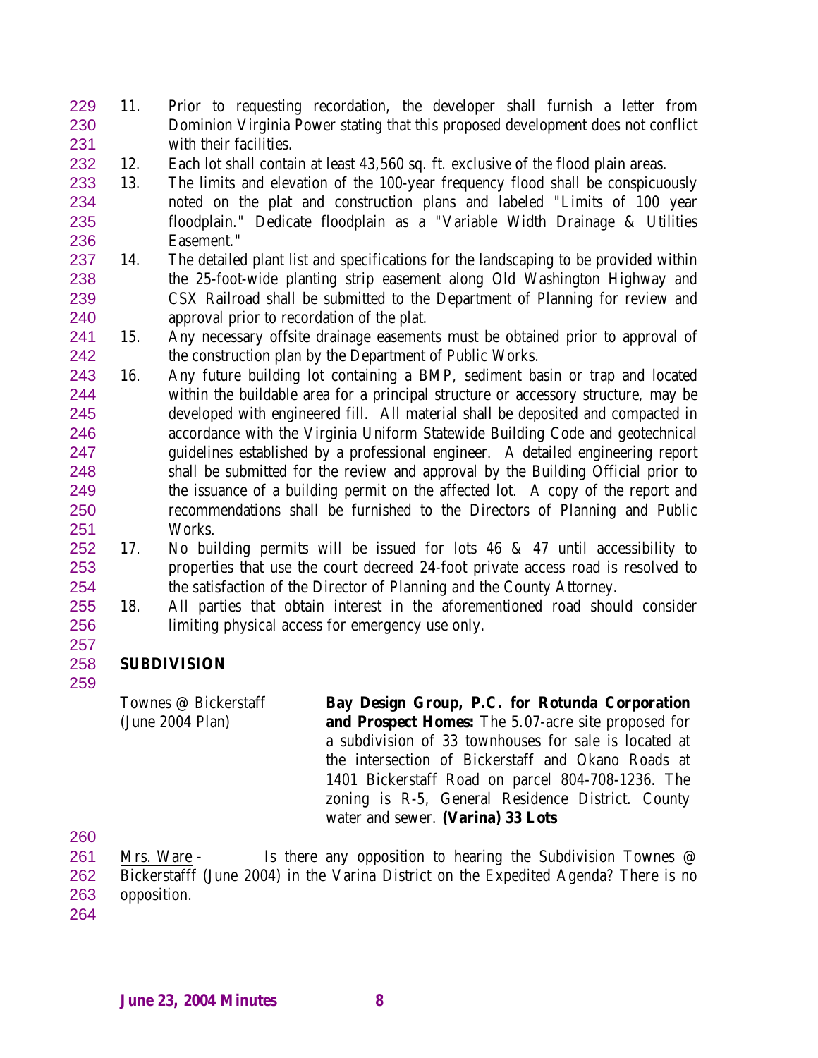11. Prior to requesting recordation, the developer shall furnish a letter from Dominion Virginia Power stating that this proposed development does not conflict with their facilities.
12. Each lot shall contain at least 43,560 sq. ft. exclusive of the flood plain areas.
13. The limits and elevation of the 100-year frequency flood shall be conspicuously noted on the plat and construction plans and labeled "Limits of 100 year floodplain." Dedicate floodplain as a "Variable Width Drainage & Utilities Easement."
14. The detailed plant list and specifications for the landscaping to be provided within the 25-foot-wide planting strip easement along Old Washington Highway and CSX Railroad shall be submitted to the Department of Planning for review and approval prior to recordation of the plat.
15. Any necessary offsite drainage easements must be obtained prior to approval of the construction plan by the Department of Public Works.
16. Any future building lot containing a BMP, sediment basin or trap and located within the buildable area for a principal structure or accessory structure, may be developed with engineered fill. All material shall be deposited and compacted in accordance with the Virginia Uniform Statewide Building Code and geotechnical guidelines established by a professional engineer. A detailed engineering report shall be submitted for the review and approval by the Building Official prior to the issuance of a building permit on the affected lot. A copy of the report and recommendations shall be furnished to the Directors of Planning and Public Works.
17. No building permits will be issued for lots 46 & 47 until accessibility to properties that use the court decreed 24-foot private access road is resolved to the satisfaction of the Director of Planning and the County Attorney.
18. All parties that obtain interest in the aforementioned road should consider limiting physical access for emergency use only.

## SUBDIVISION

Townes @ Bickerstaff (June 2004 Plan)

**Bay Design Group, P.C. for Rotunda Corporation and Prospect Homes:** The 5.07-acre site proposed for a subdivision of 33 townhouses for sale is located at the intersection of Bickerstaff and Okano Roads at 1401 Bickerstaff Road on parcel 804-708-1236. The zoning is R-5, General Residence District. County water and sewer. **(Varina) 33 Lots**

Mrs. Ware - Is there any opposition to hearing the Subdivision Townes @ Bickerstafff (June 2004) in the Varina District on the Expedited Agenda? There is no opposition.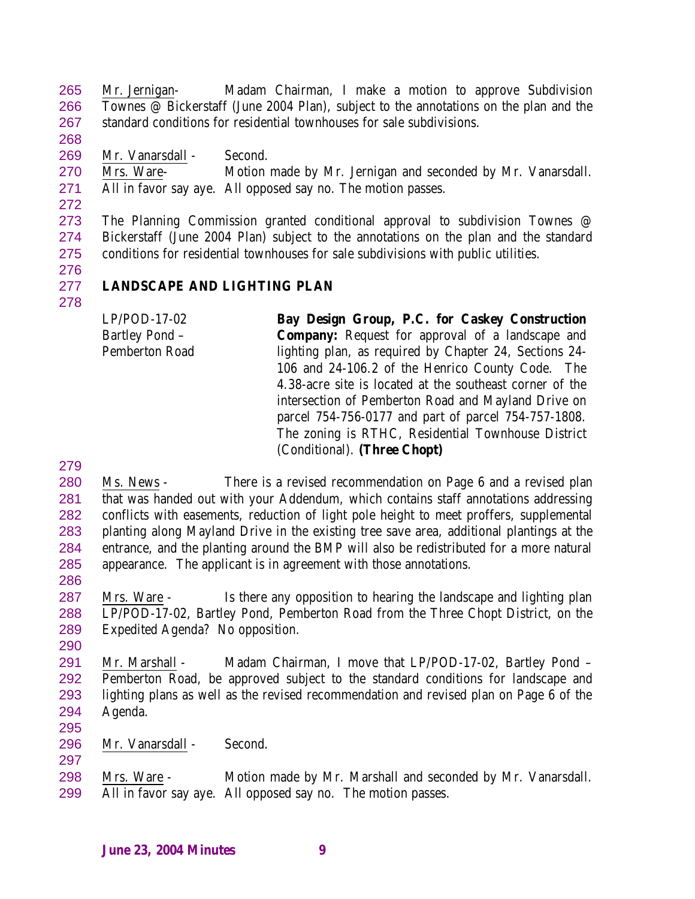Mr. Jernigan- Madam Chairman, I make a motion to approve Subdivision Townes @ Bickerstaff (June 2004 Plan), subject to the annotations on the plan and the standard conditions for residential townhouses for sale subdivisions.

Mr. Vanarsdall - Second.

Mrs. Ware- Motion made by Mr. Jernigan and seconded by Mr. Vanarsdall. All in favor say aye. All opposed say no. The motion passes.

The Planning Commission granted conditional approval to subdivision Townes @ Bickerstaff (June 2004 Plan) subject to the annotations on the plan and the standard conditions for residential townhouses for sale subdivisions with public utilities.

## LANDSCAPE AND LIGHTING PLAN

| | |
|---|---|
| LP/POD-17-02 Bartley Pond – Pemberton Road | **Bay Design Group, P.C. for Caskey Construction Company:** Request for approval of a landscape and lighting plan, as required by Chapter 24, Sections 24-106 and 24-106.2 of the Henrico County Code. The 4.38-acre site is located at the southeast corner of the intersection of Pemberton Road and Mayland Drive on parcel 754-756-0177 and part of parcel 754-757-1808. The zoning is RTHC, Residential Townhouse District (Conditional). **(Three Chopt)** |

Ms. News - There is a revised recommendation on Page 6 and a revised plan that was handed out with your Addendum, which contains staff annotations addressing conflicts with easements, reduction of light pole height to meet proffers, supplemental planting along Mayland Drive in the existing tree save area, additional plantings at the entrance, and the planting around the BMP will also be redistributed for a more natural appearance. The applicant is in agreement with those annotations.

Mrs. Ware - Is there any opposition to hearing the landscape and lighting plan LP/POD-17-02, Bartley Pond, Pemberton Road from the Three Chopt District, on the Expedited Agenda? No opposition.

Mr. Marshall - Madam Chairman, I move that LP/POD-17-02, Bartley Pond – Pemberton Road, be approved subject to the standard conditions for landscape and lighting plans as well as the revised recommendation and revised plan on Page 6 of the Agenda.

Mr. Vanarsdall - Second.

Mrs. Ware - Motion made by Mr. Marshall and seconded by Mr. Vanarsdall. All in favor say aye. All opposed say no. The motion passes.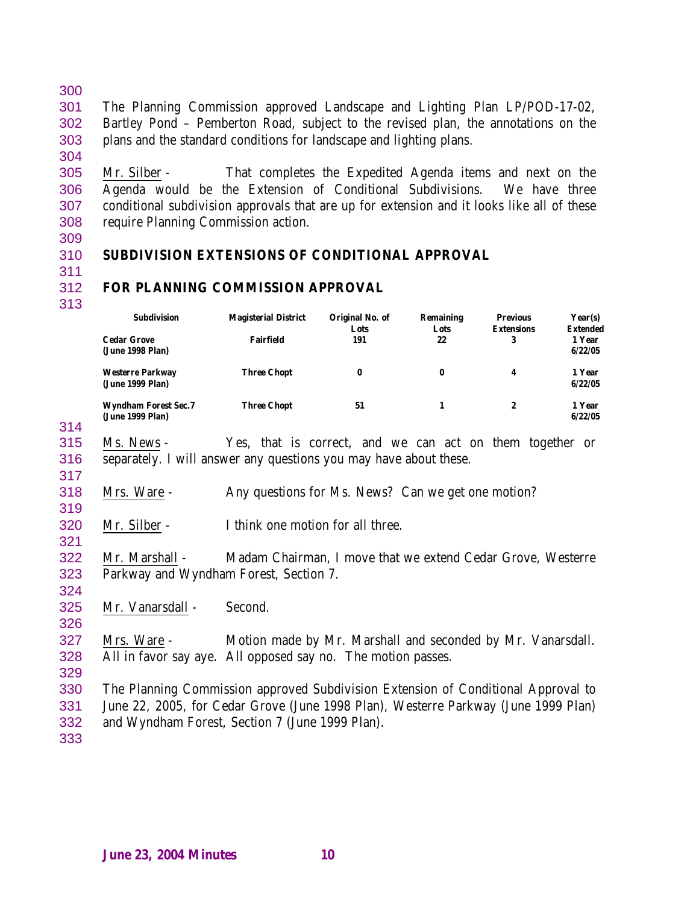The Planning Commission approved Landscape and Lighting Plan LP/POD-17-02, Bartley Pond – Pemberton Road, subject to the revised plan, the annotations on the plans and the standard conditions for landscape and lighting plans.

Mr. Silber - That completes the Expedited Agenda items and next on the Agenda would be the Extension of Conditional Subdivisions. We have three conditional subdivision approvals that are up for extension and it looks like all of these require Planning Commission action.

## SUBDIVISION EXTENSIONS OF CONDITIONAL APPROVAL

## FOR PLANNING COMMISSION APPROVAL

| Subdivision | Magisterial District | Original No. of Lots | Remaining Lots | Previous Extensions | Year(s) Extended |
|---|---|---|---|---|---|
| **Cedar Grove (June 1998 Plan)** | Fairfield | 191 | 22 | 3 | 1 Year 6/22/05 |
| **Westerre Parkway (June 1999 Plan)** | Three Chopt | 0 | 0 | 4 | 1 Year 6/22/05 |
| **Wyndham Forest Sec.7 (June 1999 Plan)** | Three Chopt | 51 | 1 | 2 | 1 Year 6/22/05 |

Ms. News - Yes, that is correct, and we can act on them together or separately. I will answer any questions you may have about these.

Mrs. Ware - Any questions for Ms. News? Can we get one motion?

Mr. Silber - I think one motion for all three.

Mr. Marshall - Madam Chairman, I move that we extend Cedar Grove, Westerre Parkway and Wyndham Forest, Section 7.

Mr. Vanarsdall - Second.

Mrs. Ware - Motion made by Mr. Marshall and seconded by Mr. Vanarsdall. All in favor say aye. All opposed say no. The motion passes.

The Planning Commission approved Subdivision Extension of Conditional Approval to June 22, 2005, for Cedar Grove (June 1998 Plan), Westerre Parkway (June 1999 Plan) and Wyndham Forest, Section 7 (June 1999 Plan).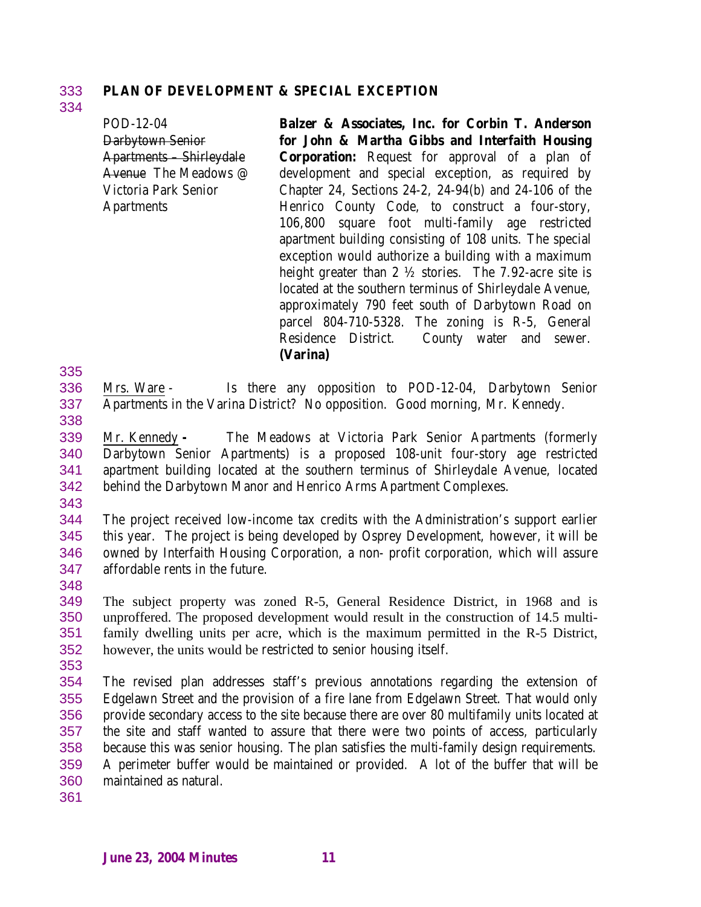**PLAN OF DEVELOPMENT & SPECIAL EXCEPTION**

POD-12-04
~~Darbytown Senior Apartments – Shirleydale Avenue~~ The Meadows @ Victoria Park Senior Apartments

**Balzer & Associates, Inc. for Corbin T. Anderson for John & Martha Gibbs and Interfaith Housing Corporation:** Request for approval of a plan of development and special exception, as required by Chapter 24, Sections 24-2, 24-94(b) and 24-106 of the Henrico County Code, to construct a four-story, 106,800 square foot multi-family age restricted apartment building consisting of 108 units. The special exception would authorize a building with a maximum height greater than 2 ½ stories. The 7.92-acre site is located at the southern terminus of Shirleydale Avenue, approximately 790 feet south of Darbytown Road on parcel 804-710-5328. The zoning is R-5, General Residence District. County water and sewer. **(Varina)**

Mrs. Ware - Is there any opposition to POD-12-04, Darbytown Senior Apartments in the Varina District? No opposition. Good morning, Mr. Kennedy.

Mr. Kennedy **-** The Meadows at Victoria Park Senior Apartments (formerly Darbytown Senior Apartments) is a proposed 108-unit four-story age restricted apartment building located at the southern terminus of Shirleydale Avenue, located behind the Darbytown Manor and Henrico Arms Apartment Complexes.

The project received low-income tax credits with the Administration's support earlier this year. The project is being developed by Osprey Development, however, it will be owned by Interfaith Housing Corporation, a non- profit corporation, which will assure affordable rents in the future.

The subject property was zoned R-5, General Residence District, in 1968 and is unproffered. The proposed development would result in the construction of 14.5 multi-family dwelling units per acre, which is the maximum permitted in the R-5 District, however, the units would be restricted to senior housing itself.

The revised plan addresses staff's previous annotations regarding the extension of Edgelawn Street and the provision of a fire lane from Edgelawn Street. That would only provide secondary access to the site because there are over 80 multifamily units located at the site and staff wanted to assure that there were two points of access, particularly because this was senior housing. The plan satisfies the multi-family design requirements. A perimeter buffer would be maintained or provided. A lot of the buffer that will be maintained as natural.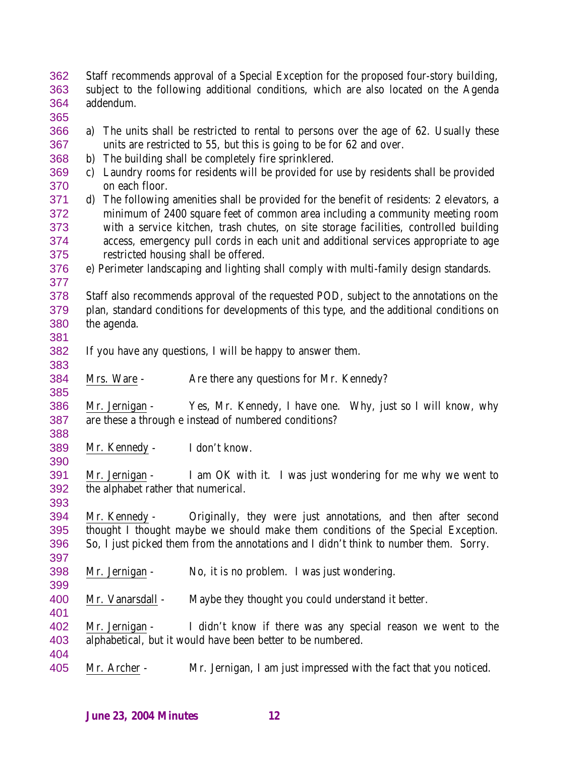Staff recommends approval of a Special Exception for the proposed four-story building, subject to the following additional conditions, which are also located on the Agenda addendum.

a) The units shall be restricted to rental to persons over the age of 62. Usually these units are restricted to 55, but this is going to be for 62 and over.
b) The building shall be completely fire sprinklered.
c) Laundry rooms for residents will be provided for use by residents shall be provided on each floor.
d) The following amenities shall be provided for the benefit of residents: 2 elevators, a minimum of 2400 square feet of common area including a community meeting room with a service kitchen, trash chutes, on site storage facilities, controlled building access, emergency pull cords in each unit and additional services appropriate to age restricted housing shall be offered.
e) Perimeter landscaping and lighting shall comply with multi-family design standards.

Staff also recommends approval of the requested POD, subject to the annotations on the plan, standard conditions for developments of this type, and the additional conditions on the agenda.

If you have any questions, I will be happy to answer them.

Mrs. Ware - Are there any questions for Mr. Kennedy?

Mr. Jernigan - Yes, Mr. Kennedy, I have one. Why, just so I will know, why are these a through e instead of numbered conditions?

Mr. Kennedy - I don't know.

Mr. Jernigan - I am OK with it. I was just wondering for me why we went to the alphabet rather that numerical.

Mr. Kennedy - Originally, they were just annotations, and then after second thought I thought maybe we should make them conditions of the Special Exception. So, I just picked them from the annotations and I didn't think to number them. Sorry.

Mr. Jernigan - No, it is no problem. I was just wondering.

Mr. Vanarsdall - Maybe they thought you could understand it better.

Mr. Jernigan - I didn't know if there was any special reason we went to the alphabetical, but it would have been better to be numbered.

Mr. Archer - Mr. Jernigan, I am just impressed with the fact that you noticed.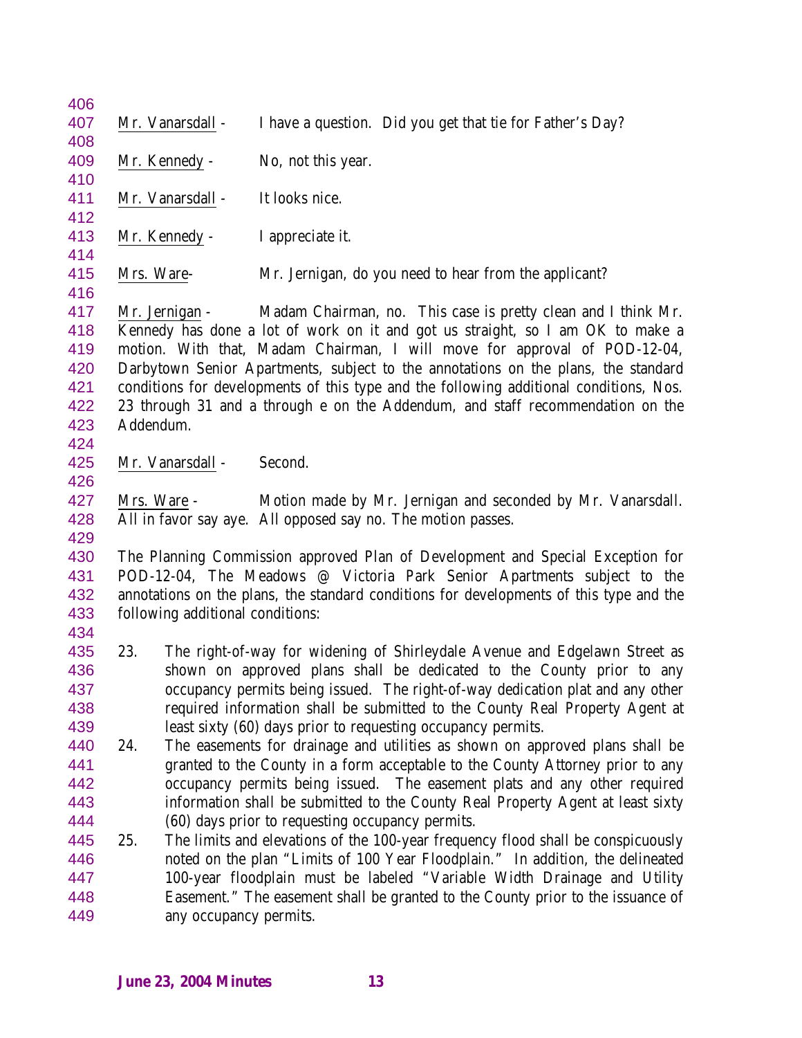Mr. Vanarsdall - I have a question. Did you get that tie for Father's Day?

Mr. Kennedy - No, not this year.

Mr. Vanarsdall - It looks nice.

Mr. Kennedy - I appreciate it.

Mrs. Ware- Mr. Jernigan, do you need to hear from the applicant?

Mr. Jernigan - Madam Chairman, no. This case is pretty clean and I think Mr. Kennedy has done a lot of work on it and got us straight, so I am OK to make a motion. With that, Madam Chairman, I will move for approval of POD-12-04, Darbytown Senior Apartments, subject to the annotations on the plans, the standard conditions for developments of this type and the following additional conditions, Nos. 23 through 31 and a through e on the Addendum, and staff recommendation on the Addendum.

Mr. Vanarsdall - Second.

Mrs. Ware - Motion made by Mr. Jernigan and seconded by Mr. Vanarsdall. All in favor say aye. All opposed say no. The motion passes.

The Planning Commission approved Plan of Development and Special Exception for POD-12-04, The Meadows @ Victoria Park Senior Apartments subject to the annotations on the plans, the standard conditions for developments of this type and the following additional conditions:

23. The right-of-way for widening of Shirleydale Avenue and Edgelawn Street as shown on approved plans shall be dedicated to the County prior to any occupancy permits being issued. The right-of-way dedication plat and any other required information shall be submitted to the County Real Property Agent at least sixty (60) days prior to requesting occupancy permits.
24. The easements for drainage and utilities as shown on approved plans shall be granted to the County in a form acceptable to the County Attorney prior to any occupancy permits being issued. The easement plats and any other required information shall be submitted to the County Real Property Agent at least sixty (60) days prior to requesting occupancy permits.
25. The limits and elevations of the 100-year frequency flood shall be conspicuously noted on the plan "Limits of 100 Year Floodplain." In addition, the delineated 100-year floodplain must be labeled "Variable Width Drainage and Utility Easement." The easement shall be granted to the County prior to the issuance of any occupancy permits.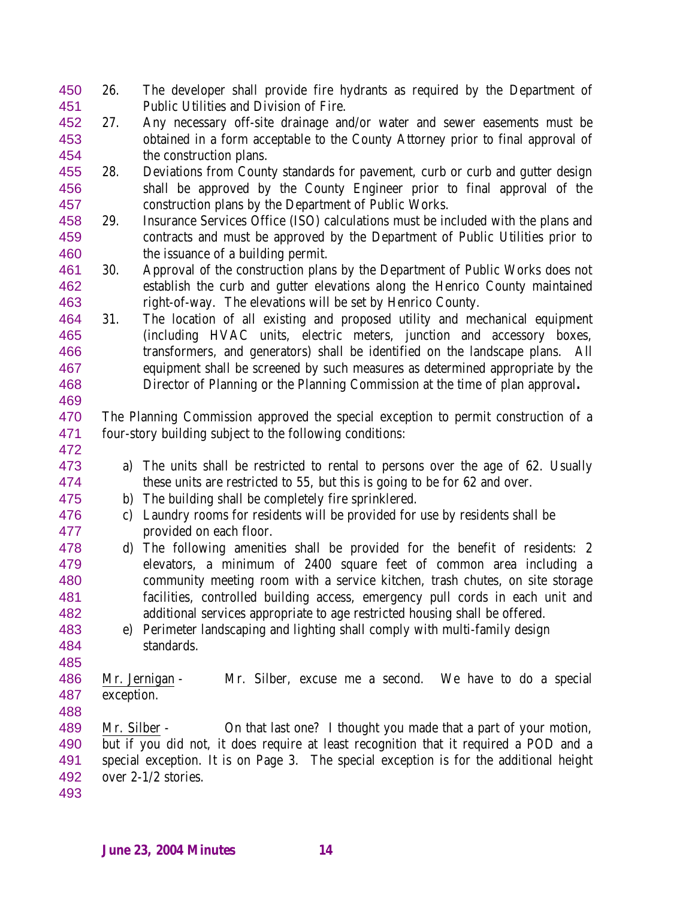26. The developer shall provide fire hydrants as required by the Department of Public Utilities and Division of Fire.
27. Any necessary off-site drainage and/or water and sewer easements must be obtained in a form acceptable to the County Attorney prior to final approval of the construction plans.
28. Deviations from County standards for pavement, curb or curb and gutter design shall be approved by the County Engineer prior to final approval of the construction plans by the Department of Public Works.
29. Insurance Services Office (ISO) calculations must be included with the plans and contracts and must be approved by the Department of Public Utilities prior to the issuance of a building permit.
30. Approval of the construction plans by the Department of Public Works does not establish the curb and gutter elevations along the Henrico County maintained right-of-way. The elevations will be set by Henrico County.
31. The location of all existing and proposed utility and mechanical equipment (including HVAC units, electric meters, junction and accessory boxes, transformers, and generators) shall be identified on the landscape plans. All equipment shall be screened by such measures as determined appropriate by the Director of Planning or the Planning Commission at the time of plan approval**.**

The Planning Commission approved the special exception to permit construction of a four-story building subject to the following conditions:

a) The units shall be restricted to rental to persons over the age of 62. Usually these units are restricted to 55, but this is going to be for 62 and over.
b) The building shall be completely fire sprinklered.
c) Laundry rooms for residents will be provided for use by residents shall be provided on each floor.
d) The following amenities shall be provided for the benefit of residents: 2 elevators, a minimum of 2400 square feet of common area including a community meeting room with a service kitchen, trash chutes, on site storage facilities, controlled building access, emergency pull cords in each unit and additional services appropriate to age restricted housing shall be offered.
e) Perimeter landscaping and lighting shall comply with multi-family design standards.

Mr. Jernigan - Mr. Silber, excuse me a second. We have to do a special exception.

Mr. Silber - On that last one? I thought you made that a part of your motion, but if you did not, it does require at least recognition that it required a POD and a special exception. It is on Page 3. The special exception is for the additional height over 2-1/2 stories.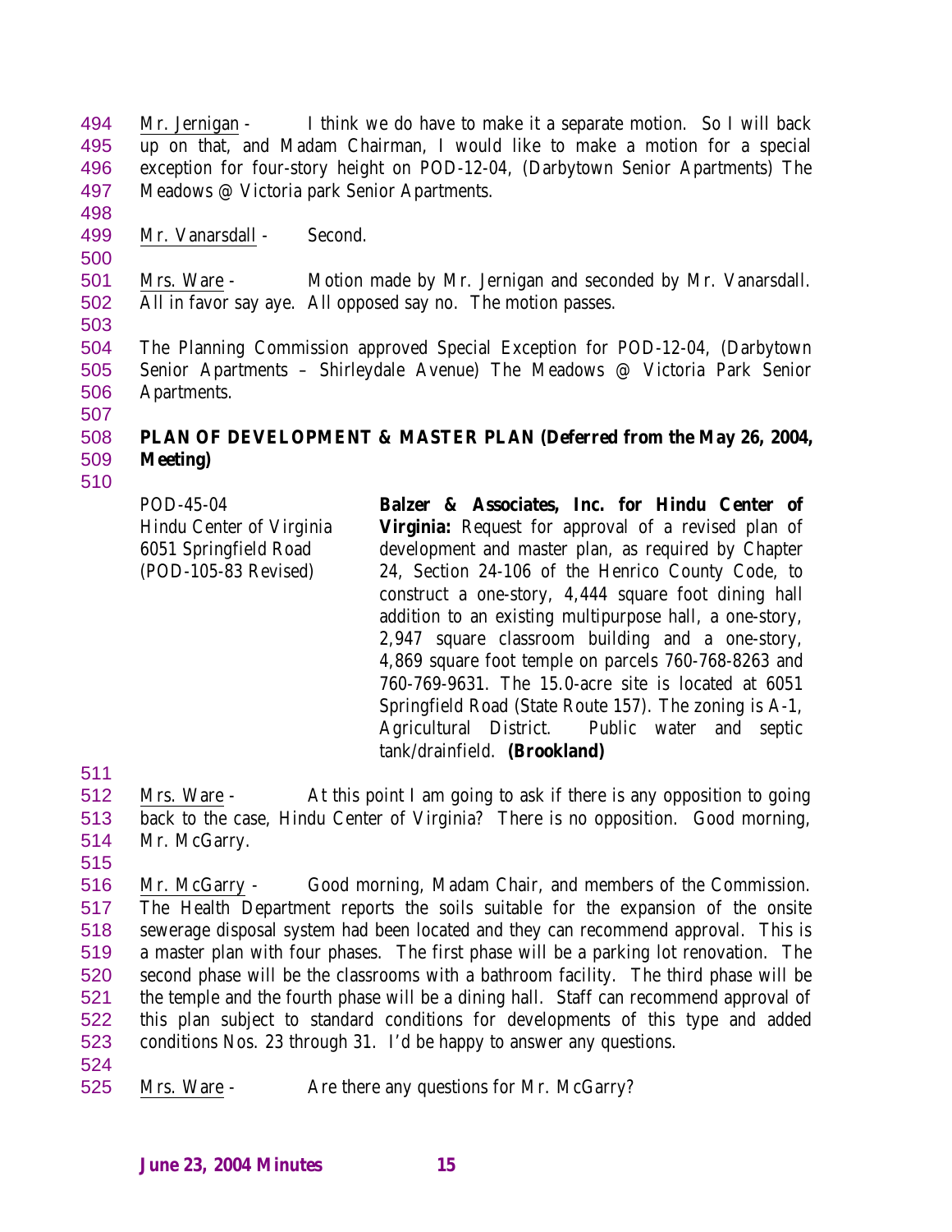Mr. Jernigan - I think we do have to make it a separate motion. So I will back up on that, and Madam Chairman, I would like to make a motion for a special exception for four-story height on POD-12-04, (Darbytown Senior Apartments) The Meadows @ Victoria park Senior Apartments.

Mr. Vanarsdall - Second.

Mrs. Ware - Motion made by Mr. Jernigan and seconded by Mr. Vanarsdall. All in favor say aye. All opposed say no. The motion passes.

The Planning Commission approved Special Exception for POD-12-04, (Darbytown Senior Apartments – Shirleydale Avenue) The Meadows @ Victoria Park Senior Apartments.

**PLAN OF DEVELOPMENT & MASTER PLAN (Deferred from the May 26, 2004, Meeting)**

| | |
|---|---|
| POD-45-04<br>Hindu Center of Virginia<br>6051 Springfield Road<br>(POD-105-83 Revised) | **Balzer & Associates, Inc. for Hindu Center of Virginia:** Request for approval of a revised plan of development and master plan, as required by Chapter 24, Section 24-106 of the Henrico County Code, to construct a one-story, 4,444 square foot dining hall addition to an existing multipurpose hall, a one-story, 2,947 square classroom building and a one-story, 4,869 square foot temple on parcels 760-768-8263 and 760-769-9631. The 15.0-acre site is located at 6051 Springfield Road (State Route 157). The zoning is A-1, Agricultural District. Public water and septic tank/drainfield. **(Brookland)** |

Mrs. Ware - At this point I am going to ask if there is any opposition to going back to the case, Hindu Center of Virginia? There is no opposition. Good morning, Mr. McGarry.

Mr. McGarry - Good morning, Madam Chair, and members of the Commission. The Health Department reports the soils suitable for the expansion of the onsite sewerage disposal system had been located and they can recommend approval. This is a master plan with four phases. The first phase will be a parking lot renovation. The second phase will be the classrooms with a bathroom facility. The third phase will be the temple and the fourth phase will be a dining hall. Staff can recommend approval of this plan subject to standard conditions for developments of this type and added conditions Nos. 23 through 31. I'd be happy to answer any questions.

Mrs. Ware - Are there any questions for Mr. McGarry?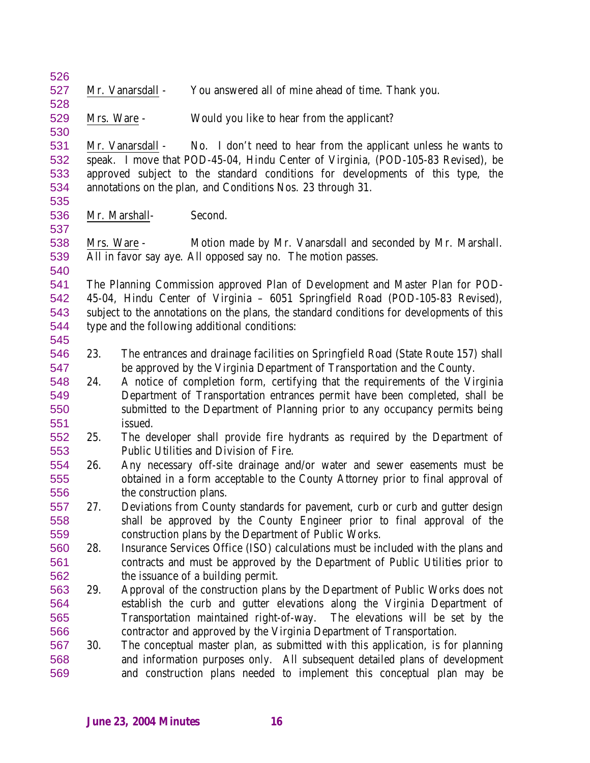Mr. Vanarsdall - You answered all of mine ahead of time. Thank you.

Mrs. Ware - Would you like to hear from the applicant?

Mr. Vanarsdall - No. I don't need to hear from the applicant unless he wants to speak. I move that POD-45-04, Hindu Center of Virginia, (POD-105-83 Revised), be approved subject to the standard conditions for developments of this type, the annotations on the plan, and Conditions Nos. 23 through 31.

Mr. Marshall- Second.

Mrs. Ware - Motion made by Mr. Vanarsdall and seconded by Mr. Marshall. All in favor say aye. All opposed say no. The motion passes.

The Planning Commission approved Plan of Development and Master Plan for POD-45-04, Hindu Center of Virginia – 6051 Springfield Road (POD-105-83 Revised), subject to the annotations on the plans, the standard conditions for developments of this type and the following additional conditions:

23. The entrances and drainage facilities on Springfield Road (State Route 157) shall be approved by the Virginia Department of Transportation and the County.
24. A notice of completion form, certifying that the requirements of the Virginia Department of Transportation entrances permit have been completed, shall be submitted to the Department of Planning prior to any occupancy permits being issued.
25. The developer shall provide fire hydrants as required by the Department of Public Utilities and Division of Fire.
26. Any necessary off-site drainage and/or water and sewer easements must be obtained in a form acceptable to the County Attorney prior to final approval of the construction plans.
27. Deviations from County standards for pavement, curb or curb and gutter design shall be approved by the County Engineer prior to final approval of the construction plans by the Department of Public Works.
28. Insurance Services Office (ISO) calculations must be included with the plans and contracts and must be approved by the Department of Public Utilities prior to the issuance of a building permit.
29. Approval of the construction plans by the Department of Public Works does not establish the curb and gutter elevations along the Virginia Department of Transportation maintained right-of-way. The elevations will be set by the contractor and approved by the Virginia Department of Transportation.
30. The conceptual master plan, as submitted with this application, is for planning and information purposes only. All subsequent detailed plans of development and construction plans needed to implement this conceptual plan may be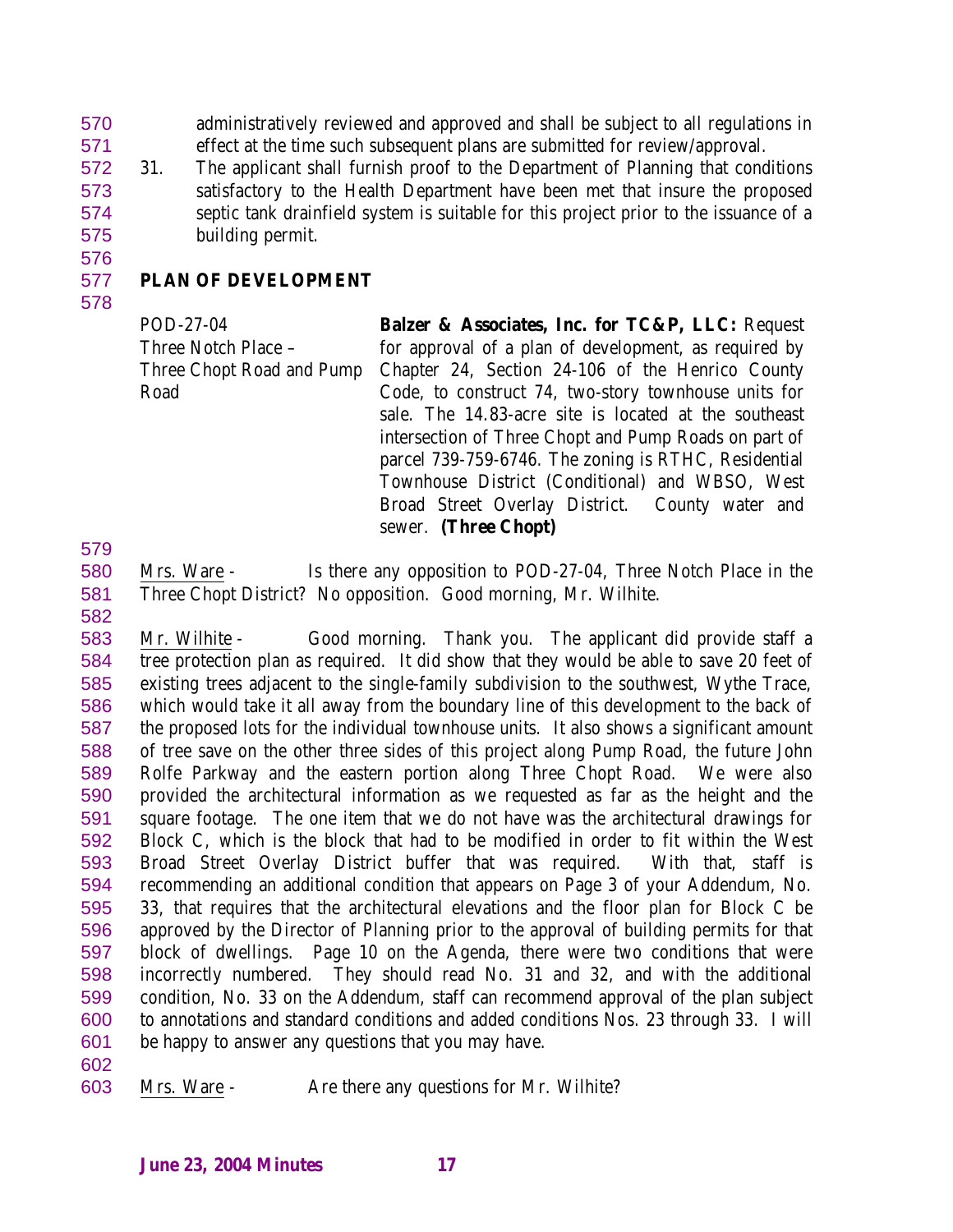administratively reviewed and approved and shall be subject to all regulations in effect at the time such subsequent plans are submitted for review/approval.

31. The applicant shall furnish proof to the Department of Planning that conditions satisfactory to the Health Department have been met that insure the proposed septic tank drainfield system is suitable for this project prior to the issuance of a building permit.

**PLAN OF DEVELOPMENT**

| | |
|---|---|
| POD-27-04<br>Three Notch Place –<br>Three Chopt Road and Pump Road | **Balzer & Associates, Inc. for TC&P, LLC:** Request for approval of a plan of development, as required by Chapter 24, Section 24-106 of the Henrico County Code, to construct 74, two-story townhouse units for sale. The 14.83-acre site is located at the southeast intersection of Three Chopt and Pump Roads on part of parcel 739-759-6746. The zoning is RTHC, Residential Townhouse District (Conditional) and WBSO, West Broad Street Overlay District. County water and sewer. **(Three Chopt)** |

Mrs. Ware - Is there any opposition to POD-27-04, Three Notch Place in the Three Chopt District? No opposition. Good morning, Mr. Wilhite.

Mr. Wilhite - Good morning. Thank you. The applicant did provide staff a tree protection plan as required. It did show that they would be able to save 20 feet of existing trees adjacent to the single-family subdivision to the southwest, Wythe Trace, which would take it all away from the boundary line of this development to the back of the proposed lots for the individual townhouse units. It also shows a significant amount of tree save on the other three sides of this project along Pump Road, the future John Rolfe Parkway and the eastern portion along Three Chopt Road. We were also provided the architectural information as we requested as far as the height and the square footage. The one item that we do not have was the architectural drawings for Block C, which is the block that had to be modified in order to fit within the West Broad Street Overlay District buffer that was required. With that, staff is recommending an additional condition that appears on Page 3 of your Addendum, No. 33, that requires that the architectural elevations and the floor plan for Block C be approved by the Director of Planning prior to the approval of building permits for that block of dwellings. Page 10 on the Agenda, there were two conditions that were incorrectly numbered. They should read No. 31 and 32, and with the additional condition, No. 33 on the Addendum, staff can recommend approval of the plan subject to annotations and standard conditions and added conditions Nos. 23 through 33. I will be happy to answer any questions that you may have.

Mrs. Ware - Are there any questions for Mr. Wilhite?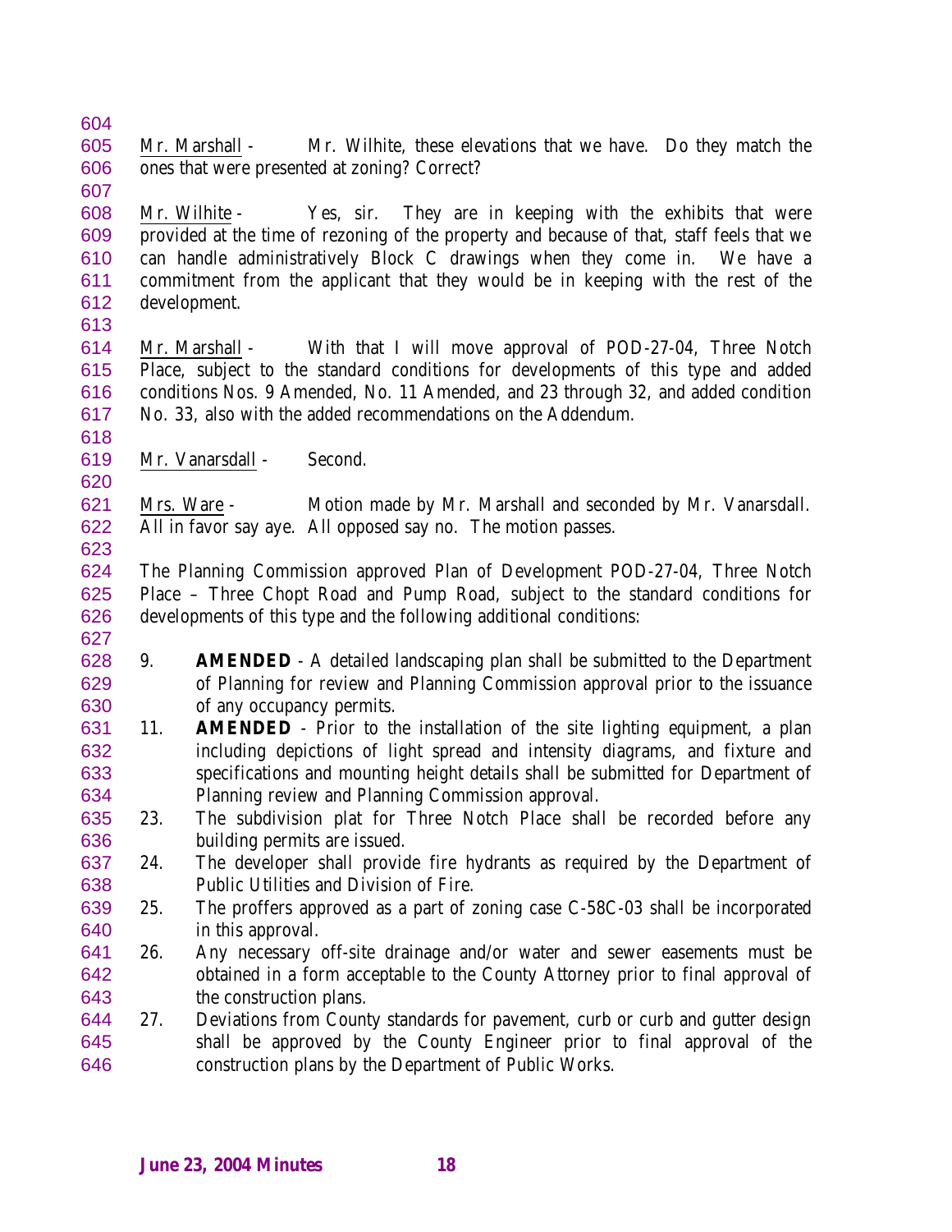Mr. Marshall - Mr. Wilhite, these elevations that we have. Do they match the ones that were presented at zoning? Correct?

Mr. Wilhite - Yes, sir. They are in keeping with the exhibits that were provided at the time of rezoning of the property and because of that, staff feels that we can handle administratively Block C drawings when they come in. We have a commitment from the applicant that they would be in keeping with the rest of the development.

Mr. Marshall - With that I will move approval of POD-27-04, Three Notch Place, subject to the standard conditions for developments of this type and added conditions Nos. 9 Amended, No. 11 Amended, and 23 through 32, and added condition No. 33, also with the added recommendations on the Addendum.

Mr. Vanarsdall - Second.

Mrs. Ware - Motion made by Mr. Marshall and seconded by Mr. Vanarsdall. All in favor say aye. All opposed say no. The motion passes.

The Planning Commission approved Plan of Development POD-27-04, Three Notch Place – Three Chopt Road and Pump Road, subject to the standard conditions for developments of this type and the following additional conditions:

9. **AMENDED** - A detailed landscaping plan shall be submitted to the Department of Planning for review and Planning Commission approval prior to the issuance of any occupancy permits.
11. **AMENDED** - Prior to the installation of the site lighting equipment, a plan including depictions of light spread and intensity diagrams, and fixture and specifications and mounting height details shall be submitted for Department of Planning review and Planning Commission approval.
23. The subdivision plat for Three Notch Place shall be recorded before any building permits are issued.
24. The developer shall provide fire hydrants as required by the Department of Public Utilities and Division of Fire.
25. The proffers approved as a part of zoning case C-58C-03 shall be incorporated in this approval.
26. Any necessary off-site drainage and/or water and sewer easements must be obtained in a form acceptable to the County Attorney prior to final approval of the construction plans.
27. Deviations from County standards for pavement, curb or curb and gutter design shall be approved by the County Engineer prior to final approval of the construction plans by the Department of Public Works.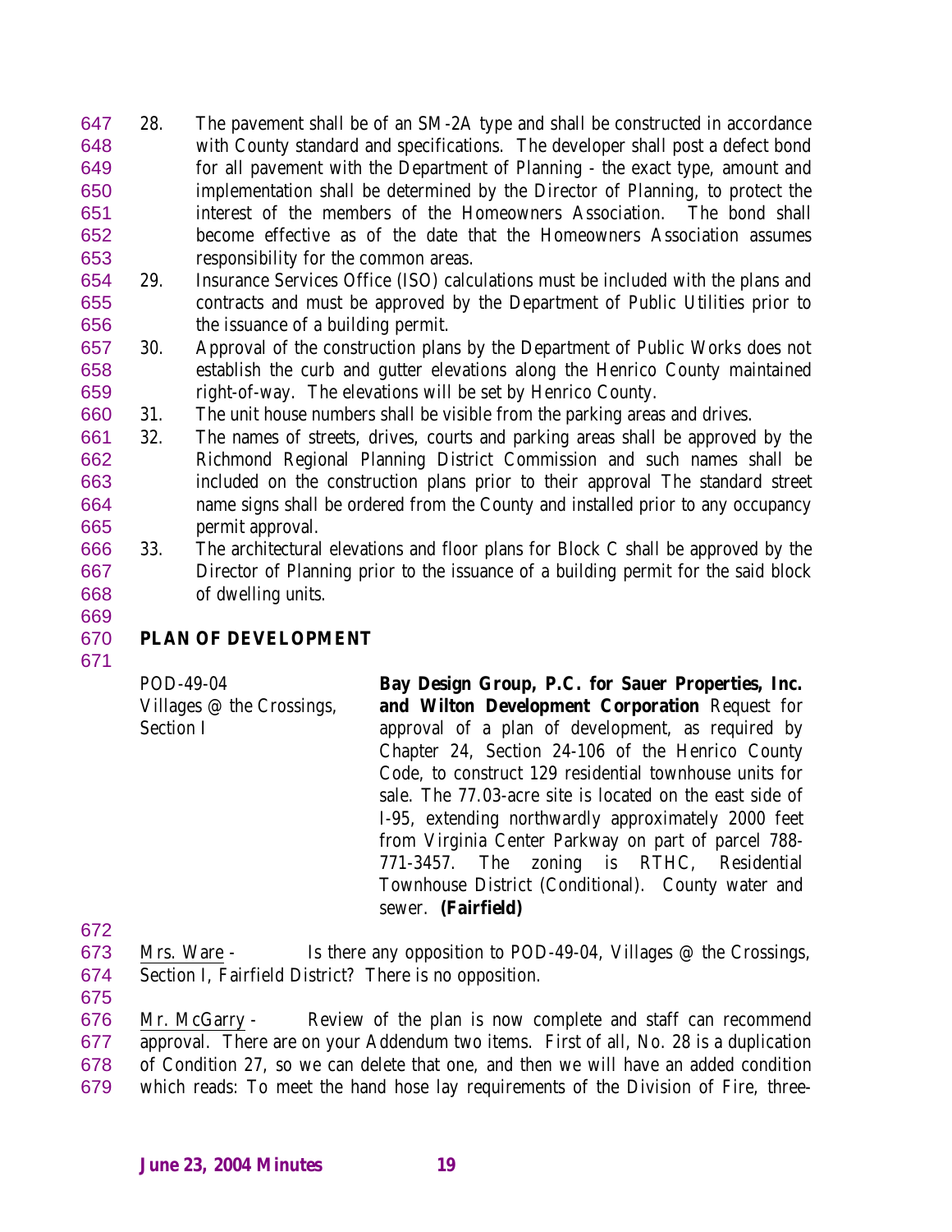28. The pavement shall be of an SM-2A type and shall be constructed in accordance with County standard and specifications. The developer shall post a defect bond for all pavement with the Department of Planning - the exact type, amount and implementation shall be determined by the Director of Planning, to protect the interest of the members of the Homeowners Association. The bond shall become effective as of the date that the Homeowners Association assumes responsibility for the common areas.
29. Insurance Services Office (ISO) calculations must be included with the plans and contracts and must be approved by the Department of Public Utilities prior to the issuance of a building permit.
30. Approval of the construction plans by the Department of Public Works does not establish the curb and gutter elevations along the Henrico County maintained right-of-way. The elevations will be set by Henrico County.
31. The unit house numbers shall be visible from the parking areas and drives.
32. The names of streets, drives, courts and parking areas shall be approved by the Richmond Regional Planning District Commission and such names shall be included on the construction plans prior to their approval The standard street name signs shall be ordered from the County and installed prior to any occupancy permit approval.
33. The architectural elevations and floor plans for Block C shall be approved by the Director of Planning prior to the issuance of a building permit for the said block of dwelling units.

## PLAN OF DEVELOPMENT

POD-49-04
Villages @ the Crossings, Section I

**Bay Design Group, P.C. for Sauer Properties, Inc. and Wilton Development Corporation** Request for approval of a plan of development, as required by Chapter 24, Section 24-106 of the Henrico County Code, to construct 129 residential townhouse units for sale. The 77.03-acre site is located on the east side of I-95, extending northwardly approximately 2000 feet from Virginia Center Parkway on part of parcel 788-771-3457. The zoning is RTHC, Residential Townhouse District (Conditional). County water and sewer. **(Fairfield)**

Mrs. Ware - Is there any opposition to POD-49-04, Villages @ the Crossings, Section I, Fairfield District? There is no opposition.

Mr. McGarry - Review of the plan is now complete and staff can recommend approval. There are on your Addendum two items. First of all, No. 28 is a duplication of Condition 27, so we can delete that one, and then we will have an added condition which reads: To meet the hand hose lay requirements of the Division of Fire, three-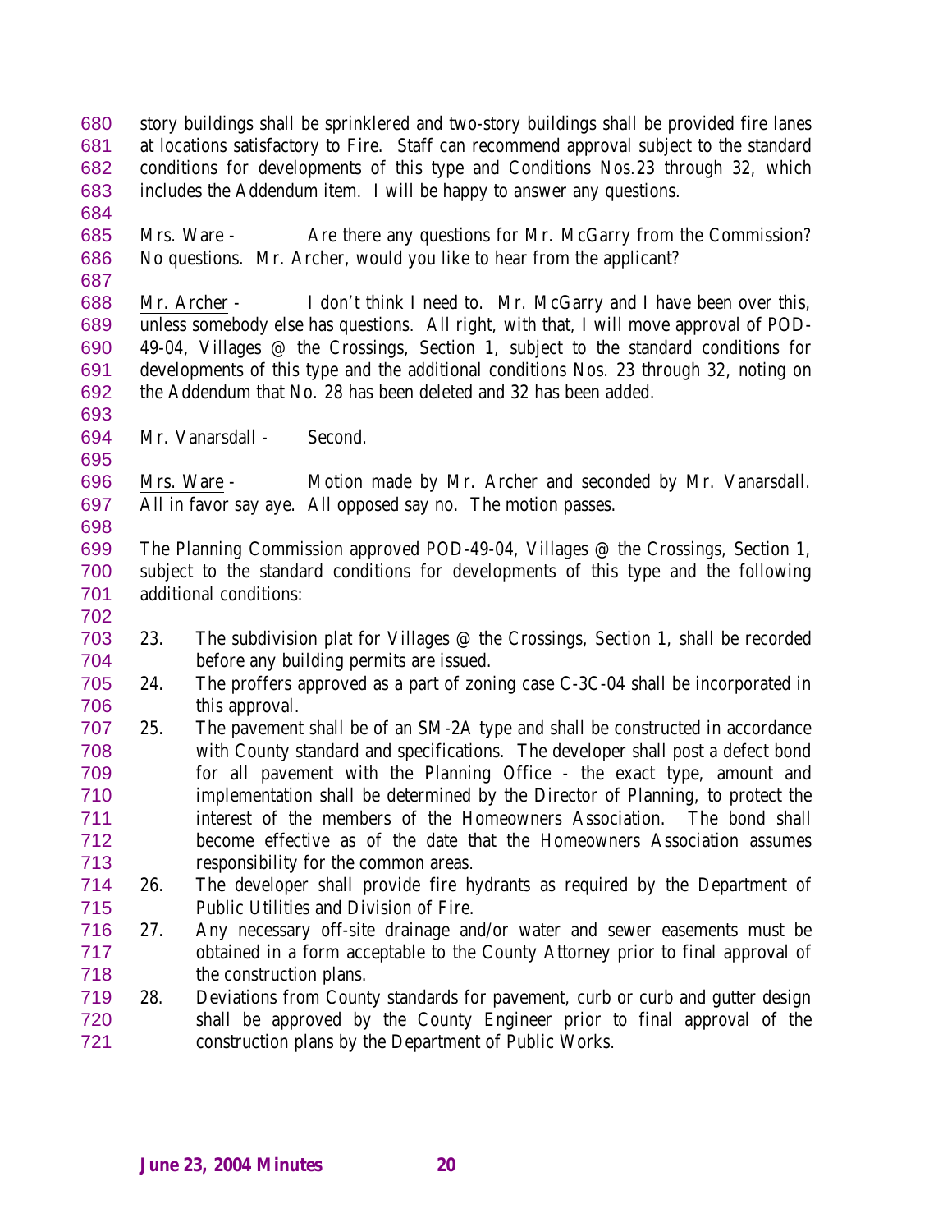story buildings shall be sprinklered and two-story buildings shall be provided fire lanes at locations satisfactory to Fire. Staff can recommend approval subject to the standard conditions for developments of this type and Conditions Nos.23 through 32, which includes the Addendum item. I will be happy to answer any questions.

Mrs. Ware - Are there any questions for Mr. McGarry from the Commission? No questions. Mr. Archer, would you like to hear from the applicant?

Mr. Archer - I don't think I need to. Mr. McGarry and I have been over this, unless somebody else has questions. All right, with that, I will move approval of POD-49-04, Villages @ the Crossings, Section 1, subject to the standard conditions for developments of this type and the additional conditions Nos. 23 through 32, noting on the Addendum that No. 28 has been deleted and 32 has been added.

Mr. Vanarsdall - Second.

Mrs. Ware - Motion made by Mr. Archer and seconded by Mr. Vanarsdall. All in favor say aye. All opposed say no. The motion passes.

The Planning Commission approved POD-49-04, Villages @ the Crossings, Section 1, subject to the standard conditions for developments of this type and the following additional conditions:

23. The subdivision plat for Villages @ the Crossings, Section 1, shall be recorded before any building permits are issued.
24. The proffers approved as a part of zoning case C-3C-04 shall be incorporated in this approval.
25. The pavement shall be of an SM-2A type and shall be constructed in accordance with County standard and specifications. The developer shall post a defect bond for all pavement with the Planning Office - the exact type, amount and implementation shall be determined by the Director of Planning, to protect the interest of the members of the Homeowners Association. The bond shall become effective as of the date that the Homeowners Association assumes responsibility for the common areas.
26. The developer shall provide fire hydrants as required by the Department of Public Utilities and Division of Fire.
27. Any necessary off-site drainage and/or water and sewer easements must be obtained in a form acceptable to the County Attorney prior to final approval of the construction plans.
28. Deviations from County standards for pavement, curb or curb and gutter design shall be approved by the County Engineer prior to final approval of the construction plans by the Department of Public Works.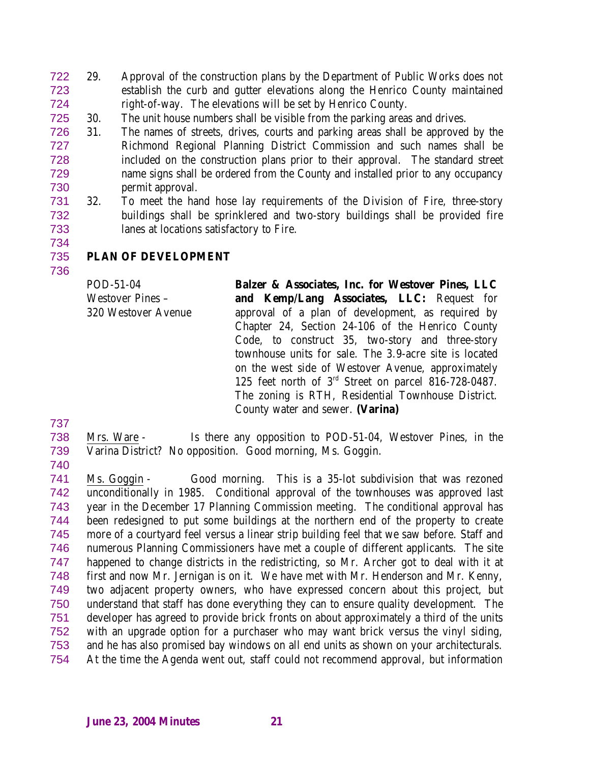29. Approval of the construction plans by the Department of Public Works does not establish the curb and gutter elevations along the Henrico County maintained right-of-way. The elevations will be set by Henrico County.
30. The unit house numbers shall be visible from the parking areas and drives.
31. The names of streets, drives, courts and parking areas shall be approved by the Richmond Regional Planning District Commission and such names shall be included on the construction plans prior to their approval. The standard street name signs shall be ordered from the County and installed prior to any occupancy permit approval.
32. To meet the hand hose lay requirements of the Division of Fire, three-story buildings shall be sprinklered and two-story buildings shall be provided fire lanes at locations satisfactory to Fire.

## PLAN OF DEVELOPMENT

POD-51-04
Westover Pines –
320 Westover Avenue

**Balzer & Associates, Inc. for Westover Pines, LLC and Kemp/Lang Associates, LLC:** Request for approval of a plan of development, as required by Chapter 24, Section 24-106 of the Henrico County Code, to construct 35, two-story and three-story townhouse units for sale. The 3.9-acre site is located on the west side of Westover Avenue, approximately 125 feet north of 3rd Street on parcel 816-728-0487. The zoning is RTH, Residential Townhouse District. County water and sewer. **(Varina)**

Mrs. Ware - Is there any opposition to POD-51-04, Westover Pines, in the Varina District? No opposition. Good morning, Ms. Goggin.

Ms. Goggin - Good morning. This is a 35-lot subdivision that was rezoned unconditionally in 1985. Conditional approval of the townhouses was approved last year in the December 17 Planning Commission meeting. The conditional approval has been redesigned to put some buildings at the northern end of the property to create more of a courtyard feel versus a linear strip building feel that we saw before. Staff and numerous Planning Commissioners have met a couple of different applicants. The site happened to change districts in the redistricting, so Mr. Archer got to deal with it at first and now Mr. Jernigan is on it. We have met with Mr. Henderson and Mr. Kenny, two adjacent property owners, who have expressed concern about this project, but understand that staff has done everything they can to ensure quality development. The developer has agreed to provide brick fronts on about approximately a third of the units with an upgrade option for a purchaser who may want brick versus the vinyl siding, and he has also promised bay windows on all end units as shown on your architecturals. At the time the Agenda went out, staff could not recommend approval, but information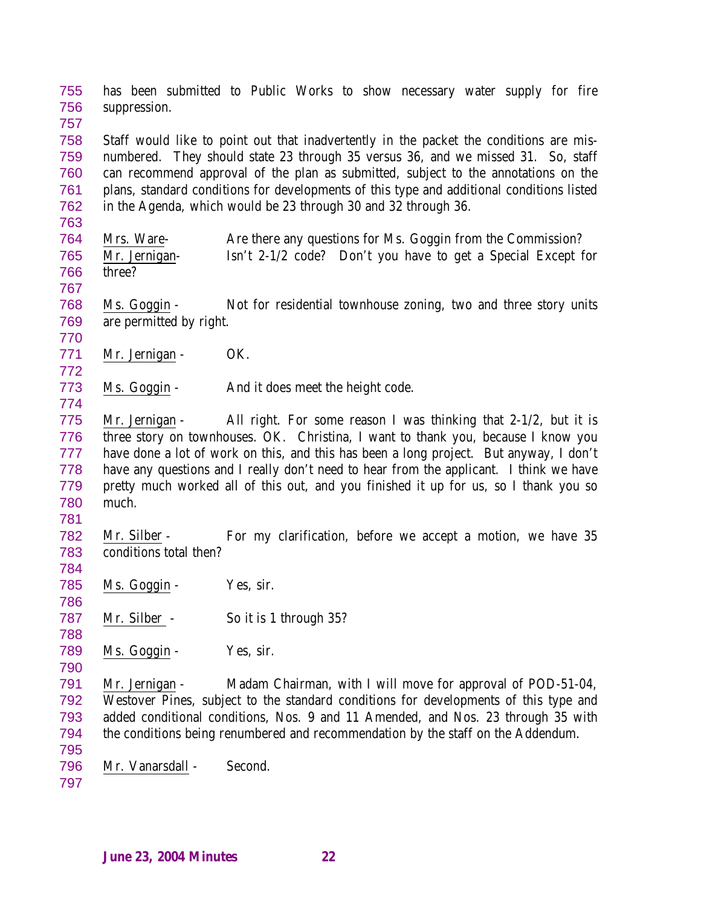has been submitted to Public Works to show necessary water supply for fire suppression.

Staff would like to point out that inadvertently in the packet the conditions are mis-numbered. They should state 23 through 35 versus 36, and we missed 31. So, staff can recommend approval of the plan as submitted, subject to the annotations on the plans, standard conditions for developments of this type and additional conditions listed in the Agenda, which would be 23 through 30 and 32 through 36.

Mrs. Ware- Are there any questions for Ms. Goggin from the Commission?

Mr. Jernigan- Isn't 2-1/2 code? Don't you have to get a Special Except for three?

Ms. Goggin - Not for residential townhouse zoning, two and three story units are permitted by right.

Mr. Jernigan - OK.

Ms. Goggin - And it does meet the height code.

Mr. Jernigan - All right. For some reason I was thinking that 2-1/2, but it is three story on townhouses. OK. Christina, I want to thank you, because I know you have done a lot of work on this, and this has been a long project. But anyway, I don't have any questions and I really don't need to hear from the applicant. I think we have pretty much worked all of this out, and you finished it up for us, so I thank you so much.

Mr. Silber - For my clarification, before we accept a motion, we have 35 conditions total then?

Ms. Goggin - Yes, sir.

Mr. Silber - So it is 1 through 35?

Ms. Goggin - Yes, sir.

Mr. Jernigan - Madam Chairman, with I will move for approval of POD-51-04, Westover Pines, subject to the standard conditions for developments of this type and added conditional conditions, Nos. 9 and 11 Amended, and Nos. 23 through 35 with the conditions being renumbered and recommendation by the staff on the Addendum.

Mr. Vanarsdall - Second.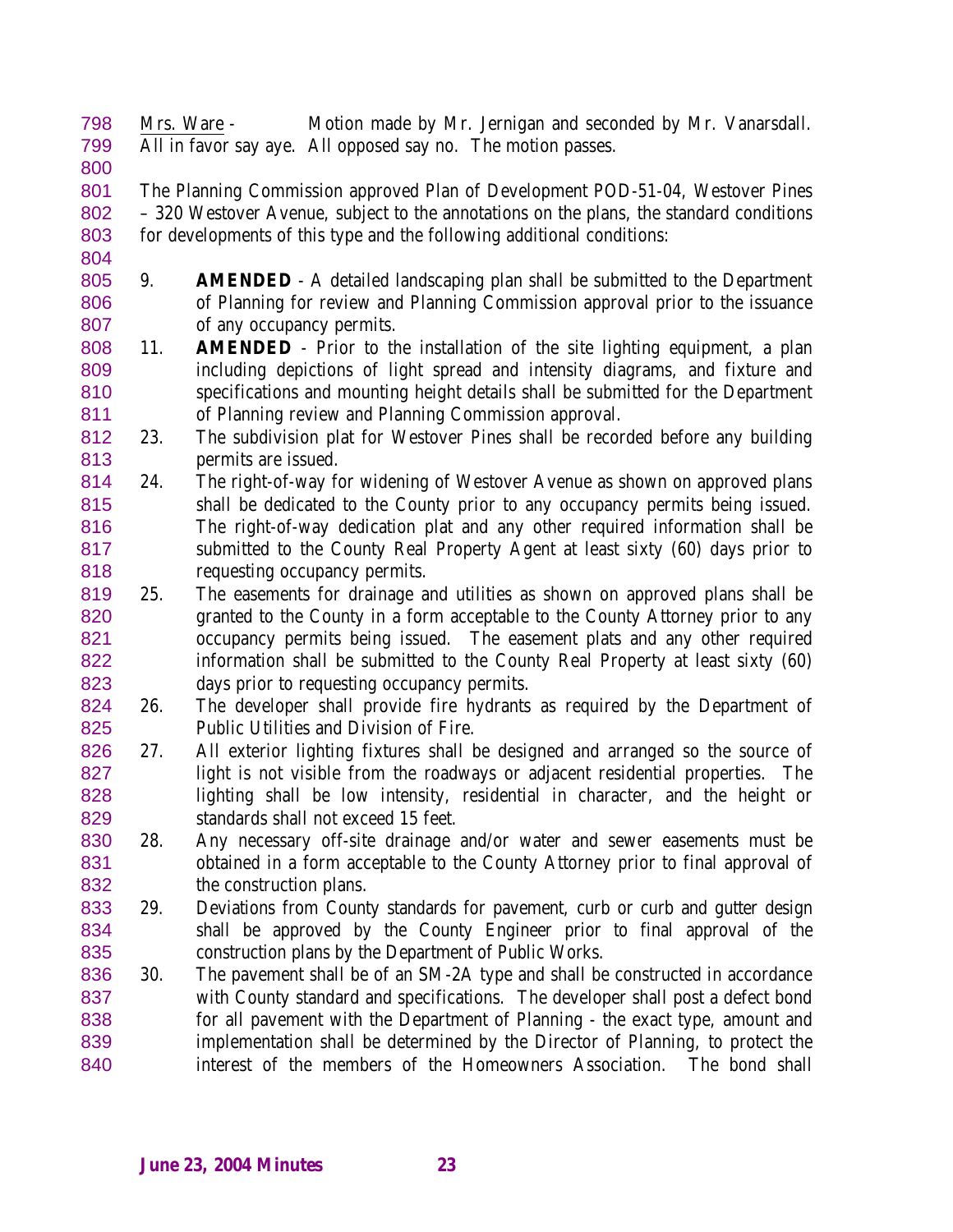<u>Mrs. Ware</u> - Motion made by Mr. Jernigan and seconded by Mr. Vanarsdall. All in favor say aye. All opposed say no. The motion passes.

The Planning Commission approved Plan of Development POD-51-04, Westover Pines – 320 Westover Avenue, subject to the annotations on the plans, the standard conditions for developments of this type and the following additional conditions:

9. **AMENDED** - A detailed landscaping plan shall be submitted to the Department of Planning for review and Planning Commission approval prior to the issuance of any occupancy permits.
11. **AMENDED** - Prior to the installation of the site lighting equipment, a plan including depictions of light spread and intensity diagrams, and fixture and specifications and mounting height details shall be submitted for the Department of Planning review and Planning Commission approval.
23. The subdivision plat for Westover Pines shall be recorded before any building permits are issued.
24. The right-of-way for widening of Westover Avenue as shown on approved plans shall be dedicated to the County prior to any occupancy permits being issued. The right-of-way dedication plat and any other required information shall be submitted to the County Real Property Agent at least sixty (60) days prior to requesting occupancy permits.
25. The easements for drainage and utilities as shown on approved plans shall be granted to the County in a form acceptable to the County Attorney prior to any occupancy permits being issued. The easement plats and any other required information shall be submitted to the County Real Property at least sixty (60) days prior to requesting occupancy permits.
26. The developer shall provide fire hydrants as required by the Department of Public Utilities and Division of Fire.
27. All exterior lighting fixtures shall be designed and arranged so the source of light is not visible from the roadways or adjacent residential properties. The lighting shall be low intensity, residential in character, and the height or standards shall not exceed 15 feet.
28. Any necessary off-site drainage and/or water and sewer easements must be obtained in a form acceptable to the County Attorney prior to final approval of the construction plans.
29. Deviations from County standards for pavement, curb or curb and gutter design shall be approved by the County Engineer prior to final approval of the construction plans by the Department of Public Works.
30. The pavement shall be of an SM-2A type and shall be constructed in accordance with County standard and specifications. The developer shall post a defect bond for all pavement with the Department of Planning - the exact type, amount and implementation shall be determined by the Director of Planning, to protect the interest of the members of the Homeowners Association. The bond shall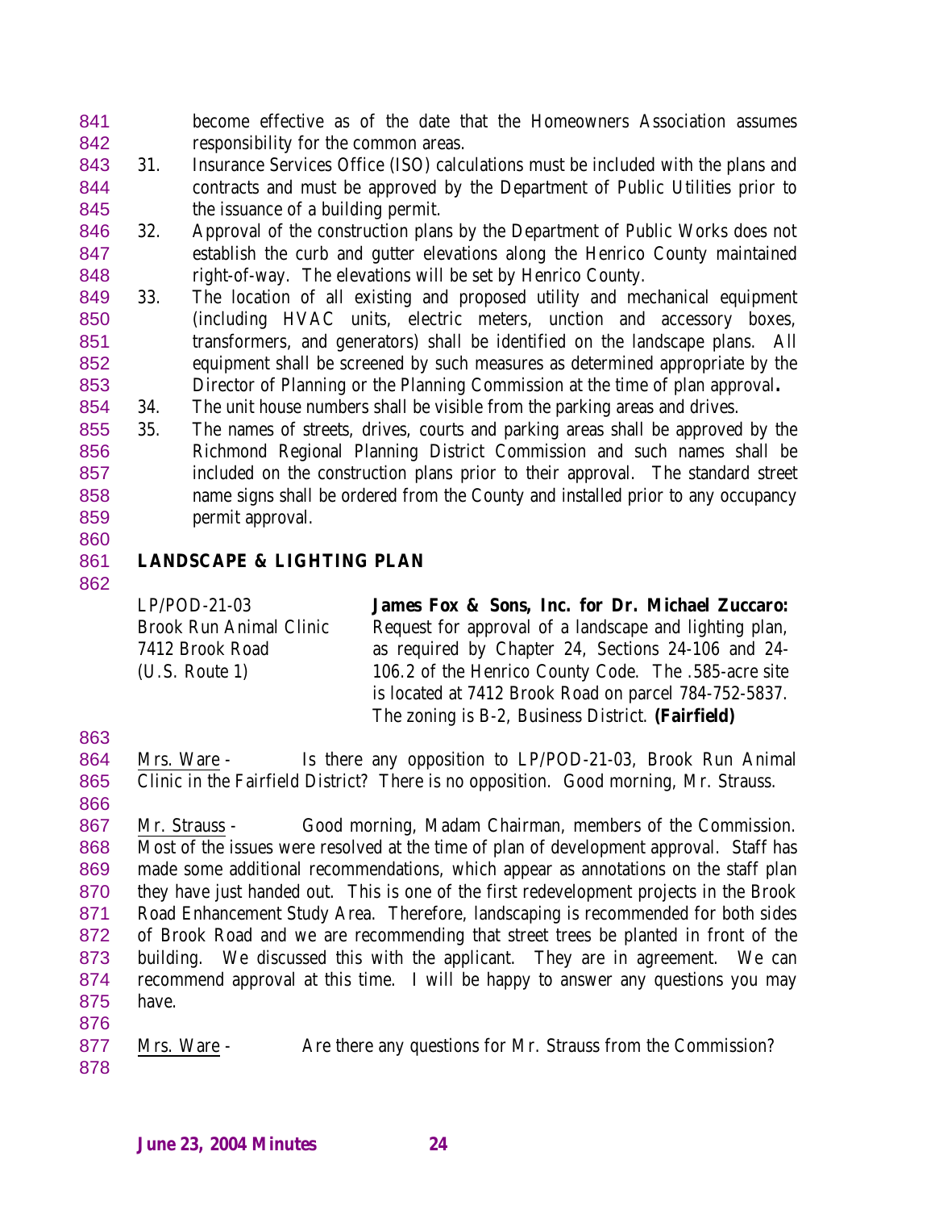become effective as of the date that the Homeowners Association assumes responsibility for the common areas.

31. Insurance Services Office (ISO) calculations must be included with the plans and contracts and must be approved by the Department of Public Utilities prior to the issuance of a building permit.
32. Approval of the construction plans by the Department of Public Works does not establish the curb and gutter elevations along the Henrico County maintained right-of-way. The elevations will be set by Henrico County.
33. The location of all existing and proposed utility and mechanical equipment (including HVAC units, electric meters, unction and accessory boxes, transformers, and generators) shall be identified on the landscape plans. All equipment shall be screened by such measures as determined appropriate by the Director of Planning or the Planning Commission at the time of plan approval**.**
34. The unit house numbers shall be visible from the parking areas and drives.
35. The names of streets, drives, courts and parking areas shall be approved by the Richmond Regional Planning District Commission and such names shall be included on the construction plans prior to their approval. The standard street name signs shall be ordered from the County and installed prior to any occupancy permit approval.

## LANDSCAPE & LIGHTING PLAN

LP/POD-21-03
Brook Run Animal Clinic
7412 Brook Road
(U.S. Route 1)

**James Fox & Sons, Inc. for Dr. Michael Zuccaro:** Request for approval of a landscape and lighting plan, as required by Chapter 24, Sections 24-106 and 24-106.2 of the Henrico County Code. The .585-acre site is located at 7412 Brook Road on parcel 784-752-5837. The zoning is B-2, Business District. **(Fairfield)**

Mrs. Ware - Is there any opposition to LP/POD-21-03, Brook Run Animal Clinic in the Fairfield District? There is no opposition. Good morning, Mr. Strauss.

Mr. Strauss - Good morning, Madam Chairman, members of the Commission. Most of the issues were resolved at the time of plan of development approval. Staff has made some additional recommendations, which appear as annotations on the staff plan they have just handed out. This is one of the first redevelopment projects in the Brook Road Enhancement Study Area. Therefore, landscaping is recommended for both sides of Brook Road and we are recommending that street trees be planted in front of the building. We discussed this with the applicant. They are in agreement. We can recommend approval at this time. I will be happy to answer any questions you may have.

Mrs. Ware - Are there any questions for Mr. Strauss from the Commission?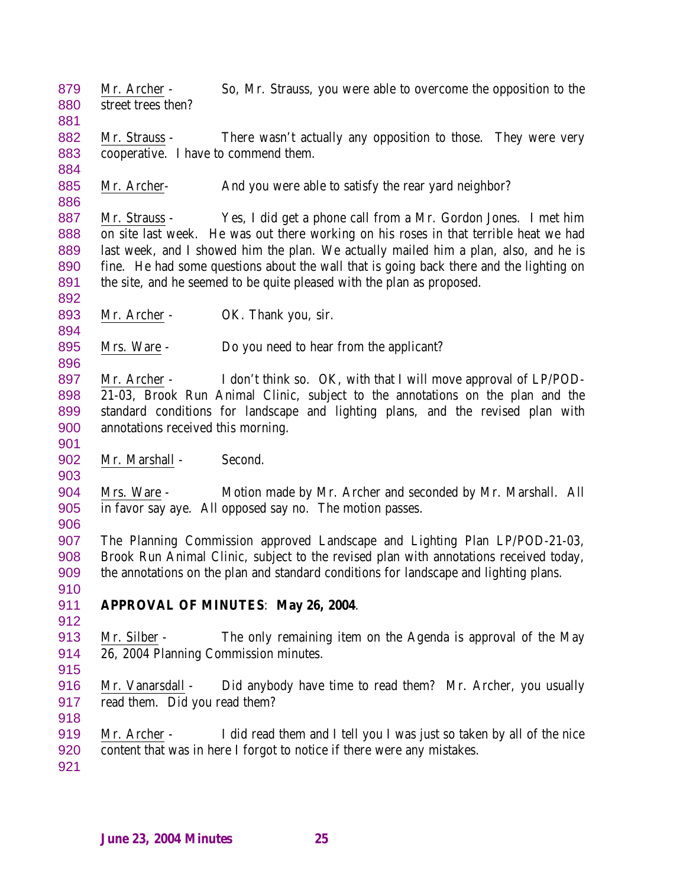Mr. Archer - So, Mr. Strauss, you were able to overcome the opposition to the street trees then?

Mr. Strauss - There wasn't actually any opposition to those. They were very cooperative. I have to commend them.

Mr. Archer- And you were able to satisfy the rear yard neighbor?

Mr. Strauss - Yes, I did get a phone call from a Mr. Gordon Jones. I met him on site last week. He was out there working on his roses in that terrible heat we had last week, and I showed him the plan. We actually mailed him a plan, also, and he is fine. He had some questions about the wall that is going back there and the lighting on the site, and he seemed to be quite pleased with the plan as proposed.

Mr. Archer - OK. Thank you, sir.

Mrs. Ware - Do you need to hear from the applicant?

Mr. Archer - I don't think so. OK, with that I will move approval of LP/POD-21-03, Brook Run Animal Clinic, subject to the annotations on the plan and the standard conditions for landscape and lighting plans, and the revised plan with annotations received this morning.

Mr. Marshall - Second.

Mrs. Ware - Motion made by Mr. Archer and seconded by Mr. Marshall. All in favor say aye. All opposed say no. The motion passes.

The Planning Commission approved Landscape and Lighting Plan LP/POD-21-03, Brook Run Animal Clinic, subject to the revised plan with annotations received today, the annotations on the plan and standard conditions for landscape and lighting plans.

**APPROVAL OF MINUTES**: **May 26, 2004**.

Mr. Silber - The only remaining item on the Agenda is approval of the May 26, 2004 Planning Commission minutes.

Mr. Vanarsdall - Did anybody have time to read them? Mr. Archer, you usually read them. Did you read them?

Mr. Archer - I did read them and I tell you I was just so taken by all of the nice content that was in here I forgot to notice if there were any mistakes.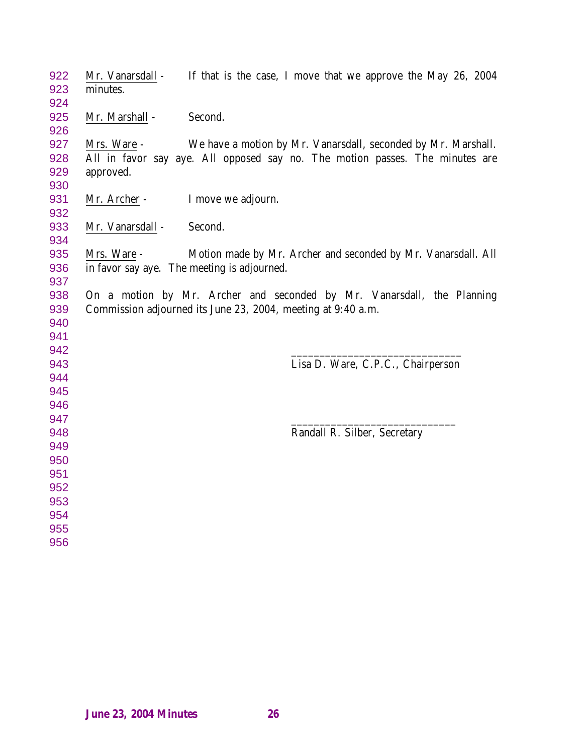Mr. Vanarsdall - If that is the case, I move that we approve the May 26, 2004 minutes.

Mr. Marshall - Second.

Mrs. Ware - We have a motion by Mr. Vanarsdall, seconded by Mr. Marshall. All in favor say aye. All opposed say no. The motion passes. The minutes are approved.

Mr. Archer - I move we adjourn.

Mr. Vanarsdall - Second.

Mrs. Ware - Motion made by Mr. Archer and seconded by Mr. Vanarsdall. All in favor say aye. The meeting is adjourned.

On a motion by Mr. Archer and seconded by Mr. Vanarsdall, the Planning Commission adjourned its June 23, 2004, meeting at 9:40 a.m.

_______________________________
Lisa D. Ware, C.P.C., Chairperson

______________________________
Randall R. Silber, Secretary